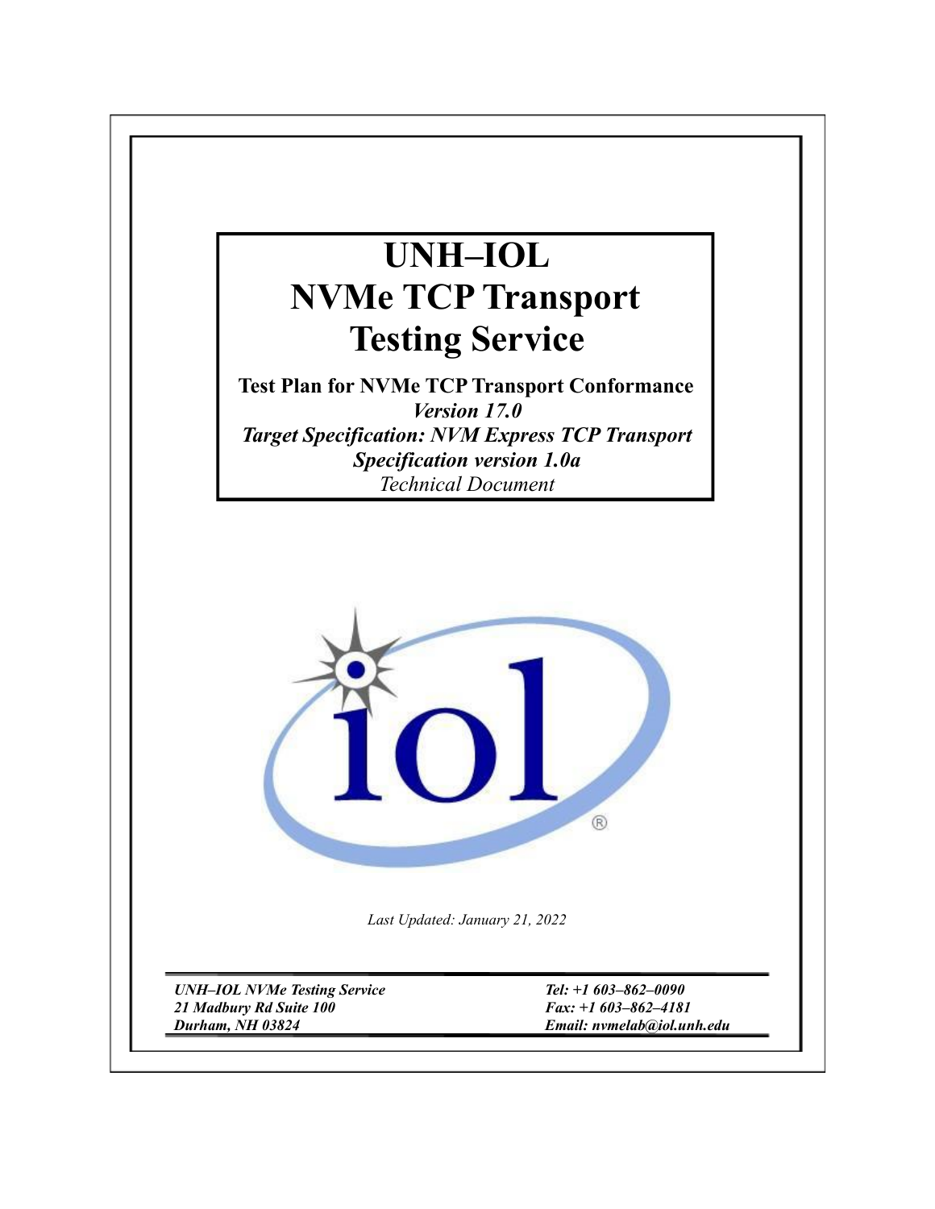# UNH–IOL NVMe TCP Transport Testing Service

**Test Plan for NVMe TCP Transport Conformance**

***Version 17.0***

***Target Specification: NVM Express TCP Transport Specification version 1.0a***

*Technical Document*

*Last Updated: January 21, 2022*

***UNH–IOL NVMe Testing Service***
***21 Madbury Rd Suite 100***
***Durham, NH 03824***

***Tel: +1 603–862–0090***
***Fax: +1 603–862–4181***
***Email: nvmelab@iol.unh.edu***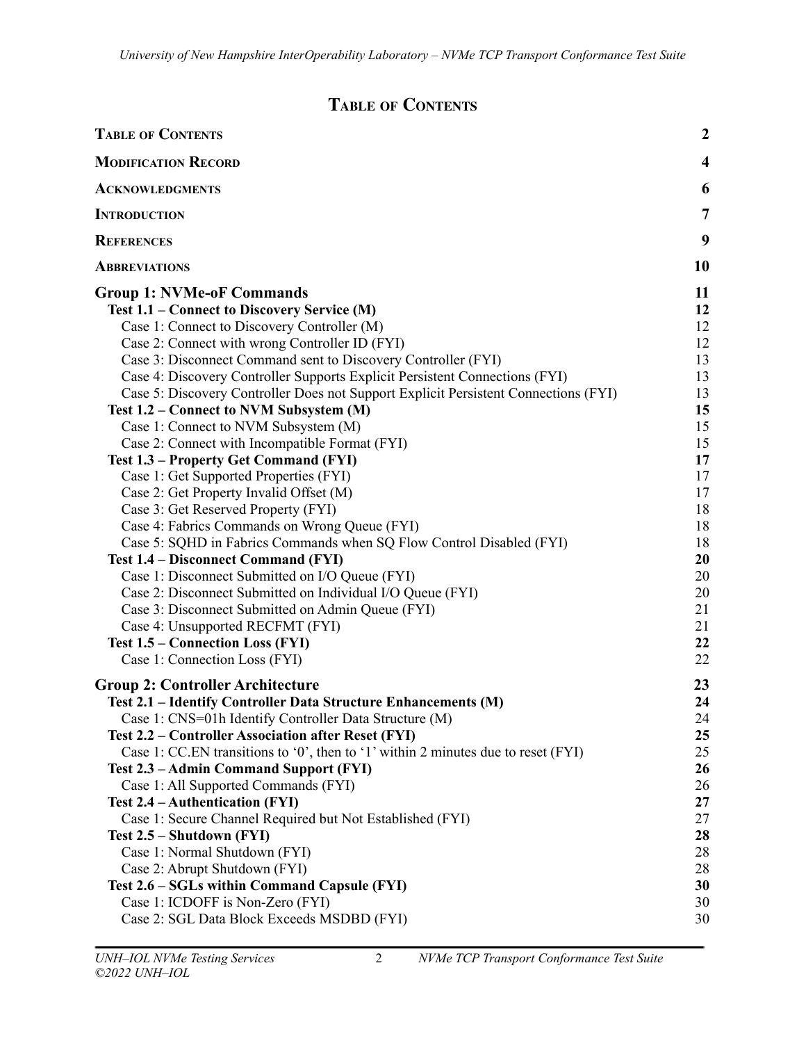# Table of Contents

| | |
|---|---|
| **Table of Contents** | **2** |
| **Modification Record** | **4** |
| **Acknowledgments** | **6** |
| **Introduction** | **7** |
| **References** | **9** |
| **Abbreviations** | **10** |
| **Group 1: NVMe-oF Commands** | **11** |
| **Test 1.1 – Connect to Discovery Service (M)** | **12** |
| Case 1: Connect to Discovery Controller (M) | 12 |
| Case 2: Connect with wrong Controller ID (FYI) | 12 |
| Case 3: Disconnect Command sent to Discovery Controller (FYI) | 13 |
| Case 4: Discovery Controller Supports Explicit Persistent Connections (FYI) | 13 |
| Case 5: Discovery Controller Does not Support Explicit Persistent Connections (FYI) | 13 |
| **Test 1.2 – Connect to NVM Subsystem (M)** | **15** |
| Case 1: Connect to NVM Subsystem (M) | 15 |
| Case 2: Connect with Incompatible Format (FYI) | 15 |
| **Test 1.3 – Property Get Command (FYI)** | **17** |
| Case 1: Get Supported Properties (FYI) | 17 |
| Case 2: Get Property Invalid Offset (M) | 17 |
| Case 3: Get Reserved Property (FYI) | 18 |
| Case 4: Fabrics Commands on Wrong Queue (FYI) | 18 |
| Case 5: SQHD in Fabrics Commands when SQ Flow Control Disabled (FYI) | 18 |
| **Test 1.4 – Disconnect Command (FYI)** | **20** |
| Case 1: Disconnect Submitted on I/O Queue (FYI) | 20 |
| Case 2: Disconnect Submitted on Individual I/O Queue (FYI) | 20 |
| Case 3: Disconnect Submitted on Admin Queue (FYI) | 21 |
| Case 4: Unsupported RECFMT (FYI) | 21 |
| **Test 1.5 – Connection Loss (FYI)** | **22** |
| Case 1: Connection Loss (FYI) | 22 |
| **Group 2: Controller Architecture** | **23** |
| **Test 2.1 – Identify Controller Data Structure Enhancements (M)** | **24** |
| Case 1: CNS=01h Identify Controller Data Structure (M) | 24 |
| **Test 2.2 – Controller Association after Reset (FYI)** | **25** |
| Case 1: CC.EN transitions to '0', then to '1' within 2 minutes due to reset (FYI) | 25 |
| **Test 2.3 – Admin Command Support (FYI)** | **26** |
| Case 1: All Supported Commands (FYI) | 26 |
| **Test 2.4 – Authentication (FYI)** | **27** |
| Case 1: Secure Channel Required but Not Established (FYI) | 27 |
| **Test 2.5 – Shutdown (FYI)** | **28** |
| Case 1: Normal Shutdown (FYI) | 28 |
| Case 2: Abrupt Shutdown (FYI) | 28 |
| **Test 2.6 – SGLs within Command Capsule (FYI)** | **30** |
| Case 1: ICDOFF is Non-Zero (FYI) | 30 |
| Case 2: SGL Data Block Exceeds MSDBD (FYI) | 30 |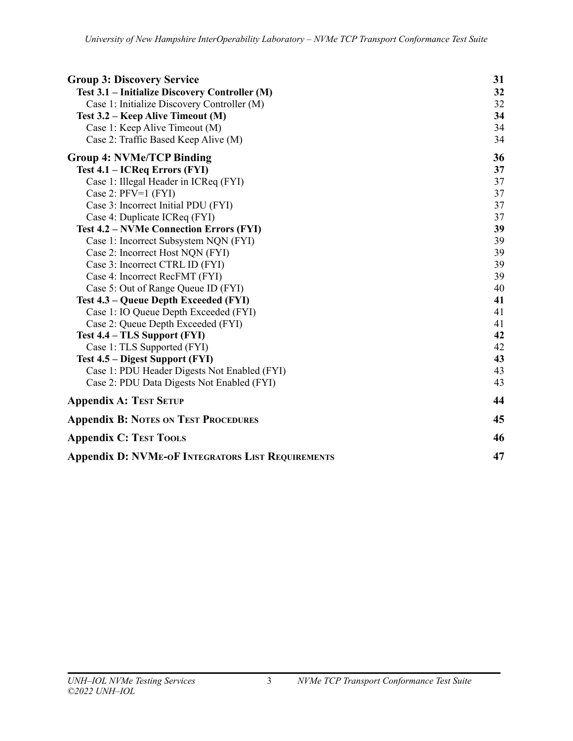| | |
|---|---|
| **Group 3: Discovery Service** | **31** |
| **Test 3.1 – Initialize Discovery Controller (M)** | **32** |
| Case 1: Initialize Discovery Controller (M) | 32 |
| **Test 3.2 – Keep Alive Timeout (M)** | **34** |
| Case 1: Keep Alive Timeout (M) | 34 |
| Case 2: Traffic Based Keep Alive (M) | 34 |
| **Group 4: NVMe/TCP Binding** | **36** |
| **Test 4.1 – ICReq Errors (FYI)** | **37** |
| Case 1: Illegal Header in ICReq (FYI) | 37 |
| Case 2: PFV=1 (FYI) | 37 |
| Case 3: Incorrect Initial PDU (FYI) | 37 |
| Case 4: Duplicate ICReq (FYI) | 37 |
| **Test 4.2 – NVMe Connection Errors (FYI)** | **39** |
| Case 1: Incorrect Subsystem NQN (FYI) | 39 |
| Case 2: Incorrect Host NQN (FYI) | 39 |
| Case 3: Incorrect CTRL ID (FYI) | 39 |
| Case 4: Incorrect RecFMT (FYI) | 39 |
| Case 5: Out of Range Queue ID (FYI) | 40 |
| **Test 4.3 – Queue Depth Exceeded (FYI)** | **41** |
| Case 1: IO Queue Depth Exceeded (FYI) | 41 |
| Case 2: Queue Depth Exceeded (FYI) | 41 |
| **Test 4.4 – TLS Support (FYI)** | **42** |
| Case 1: TLS Supported (FYI) | 42 |
| **Test 4.5 – Digest Support (FYI)** | **43** |
| Case 1: PDU Header Digests Not Enabled (FYI) | 43 |
| Case 2: PDU Data Digests Not Enabled (FYI) | 43 |
| **Appendix A: Test Setup** | **44** |
| **Appendix B: Notes on Test Procedures** | **45** |
| **Appendix C: Test Tools** | **46** |
| **Appendix D: NVMe-oF Integrators List Requirements** | **47** |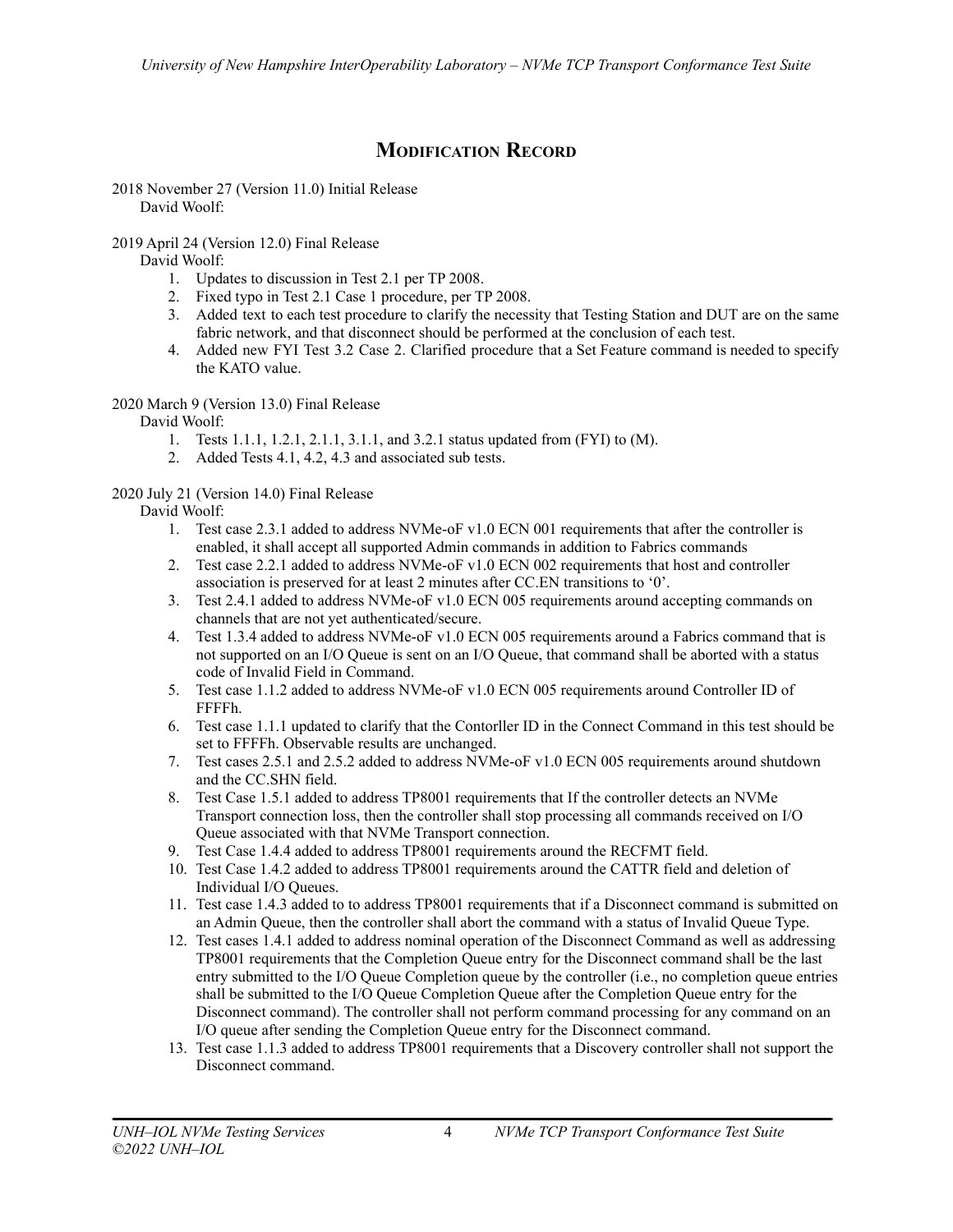# Modification Record

2018 November 27 (Version 11.0) Initial Release
David Woolf:

2019 April 24 (Version 12.0) Final Release
David Woolf:

1. Updates to discussion in Test 2.1 per TP 2008.
2. Fixed typo in Test 2.1 Case 1 procedure, per TP 2008.
3. Added text to each test procedure to clarify the necessity that Testing Station and DUT are on the same fabric network, and that disconnect should be performed at the conclusion of each test.
4. Added new FYI Test 3.2 Case 2. Clarified procedure that a Set Feature command is needed to specify the KATO value.

2020 March 9 (Version 13.0) Final Release
David Woolf:

1. Tests 1.1.1, 1.2.1, 2.1.1, 3.1.1, and 3.2.1 status updated from (FYI) to (M).
2. Added Tests 4.1, 4.2, 4.3 and associated sub tests.

2020 July 21 (Version 14.0) Final Release
David Woolf:

1. Test case 2.3.1 added to address NVMe-oF v1.0 ECN 001 requirements that after the controller is enabled, it shall accept all supported Admin commands in addition to Fabrics commands
2. Test case 2.2.1 added to address NVMe-oF v1.0 ECN 002 requirements that host and controller association is preserved for at least 2 minutes after CC.EN transitions to '0'.
3. Test 2.4.1 added to address NVMe-oF v1.0 ECN 005 requirements around accepting commands on channels that are not yet authenticated/secure.
4. Test 1.3.4 added to address NVMe-oF v1.0 ECN 005 requirements around a Fabrics command that is not supported on an I/O Queue is sent on an I/O Queue, that command shall be aborted with a status code of Invalid Field in Command.
5. Test case 1.1.2 added to address NVMe-oF v1.0 ECN 005 requirements around Controller ID of FFFFh.
6. Test case 1.1.1 updated to clarify that the Contorller ID in the Connect Command in this test should be set to FFFFh. Observable results are unchanged.
7. Test cases 2.5.1 and 2.5.2 added to address NVMe-oF v1.0 ECN 005 requirements around shutdown and the CC.SHN field.
8. Test Case 1.5.1 added to address TP8001 requirements that If the controller detects an NVMe Transport connection loss, then the controller shall stop processing all commands received on I/O Queue associated with that NVMe Transport connection.
9. Test Case 1.4.4 added to address TP8001 requirements around the RECFMT field.
10. Test Case 1.4.2 added to address TP8001 requirements around the CATTR field and deletion of Individual I/O Queues.
11. Test case 1.4.3 added to to address TP8001 requirements that if a Disconnect command is submitted on an Admin Queue, then the controller shall abort the command with a status of Invalid Queue Type.
12. Test cases 1.4.1 added to address nominal operation of the Disconnect Command as well as addressing TP8001 requirements that the Completion Queue entry for the Disconnect command shall be the last entry submitted to the I/O Queue Completion queue by the controller (i.e., no completion queue entries shall be submitted to the I/O Queue Completion Queue after the Completion Queue entry for the Disconnect command). The controller shall not perform command processing for any command on an I/O queue after sending the Completion Queue entry for the Disconnect command.
13. Test case 1.1.3 added to address TP8001 requirements that a Discovery controller shall not support the Disconnect command.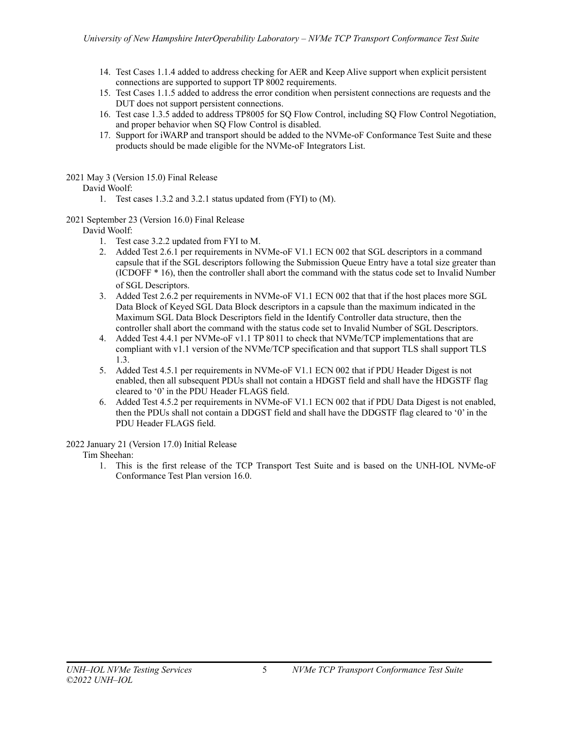14. Test Cases 1.1.4 added to address checking for AER and Keep Alive support when explicit persistent connections are supported to support TP 8002 requirements.
15. Test Cases 1.1.5 added to address the error condition when persistent connections are requests and the DUT does not support persistent connections.
16. Test case 1.3.5 added to address TP8005 for SQ Flow Control, including SQ Flow Control Negotiation, and proper behavior when SQ Flow Control is disabled.
17. Support for iWARP and transport should be added to the NVMe-oF Conformance Test Suite and these products should be made eligible for the NVMe-oF Integrators List.

2021 May 3 (Version 15.0) Final Release

David Woolf:

1. Test cases 1.3.2 and 3.2.1 status updated from (FYI) to (M).

2021 September 23 (Version 16.0) Final Release

David Woolf:

1. Test case 3.2.2 updated from FYI to M.
2. Added Test 2.6.1 per requirements in NVMe-oF V1.1 ECN 002 that SGL descriptors in a command capsule that if the SGL descriptors following the Submission Queue Entry have a total size greater than (ICDOFF * 16), then the controller shall abort the command with the status code set to Invalid Number of SGL Descriptors.
3. Added Test 2.6.2 per requirements in NVMe-oF V1.1 ECN 002 that that if the host places more SGL Data Block of Keyed SGL Data Block descriptors in a capsule than the maximum indicated in the Maximum SGL Data Block Descriptors field in the Identify Controller data structure, then the controller shall abort the command with the status code set to Invalid Number of SGL Descriptors.
4. Added Test 4.4.1 per NVMe-oF v1.1 TP 8011 to check that NVMe/TCP implementations that are compliant with v1.1 version of the NVMe/TCP specification and that support TLS shall support TLS 1.3.
5. Added Test 4.5.1 per requirements in NVMe-oF V1.1 ECN 002 that if PDU Header Digest is not enabled, then all subsequent PDUs shall not contain a HDGST field and shall have the HDGSTF flag cleared to '0' in the PDU Header FLAGS field.
6. Added Test 4.5.2 per requirements in NVMe-oF V1.1 ECN 002 that if PDU Data Digest is not enabled, then the PDUs shall not contain a DDGST field and shall have the DDGSTF flag cleared to '0' in the PDU Header FLAGS field.

2022 January 21 (Version 17.0) Initial Release

Tim Sheehan:

1. This is the first release of the TCP Transport Test Suite and is based on the UNH-IOL NVMe-oF Conformance Test Plan version 16.0.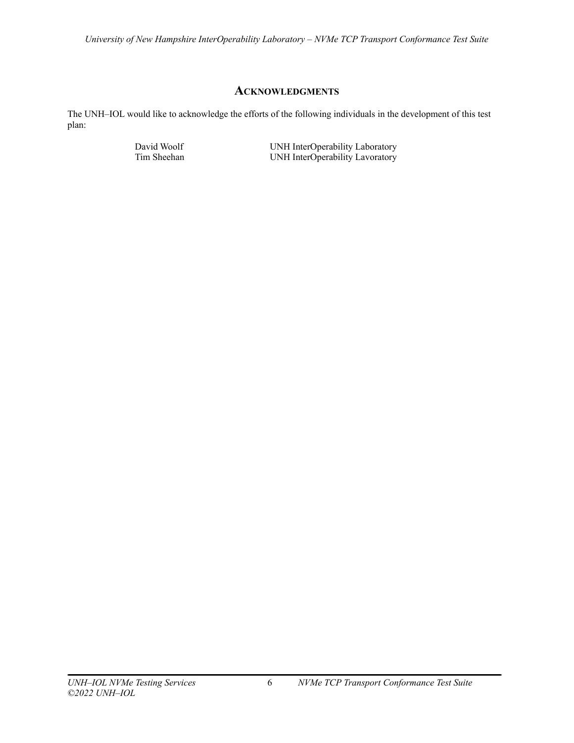## ACKNOWLEDGMENTS

The UNH–IOL would like to acknowledge the efforts of the following individuals in the development of this test plan:

| | |
|---|---|
| David Woolf | UNH InterOperability Laboratory |
| Tim Sheehan | UNH InterOperability Lavoratory |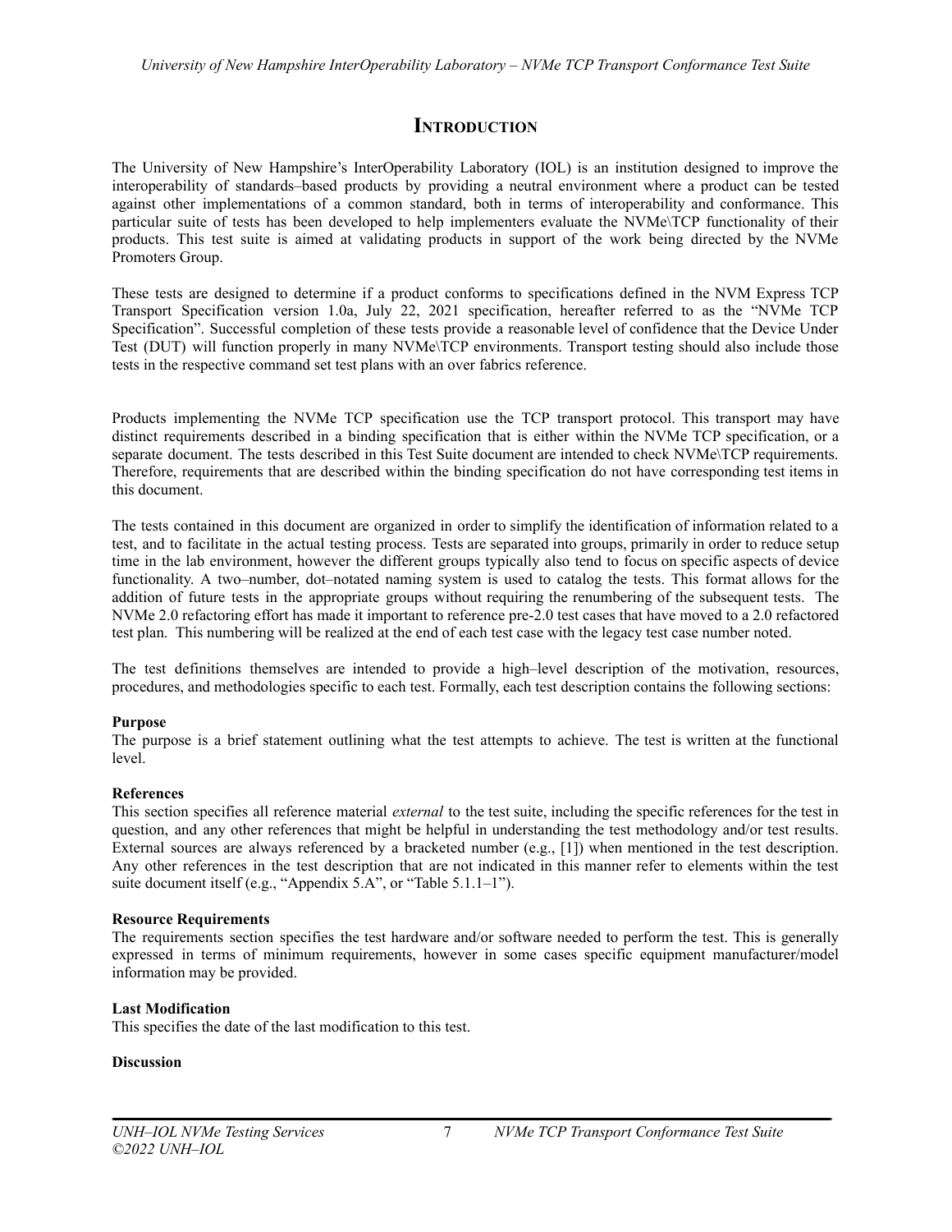# INTRODUCTION

The University of New Hampshire's InterOperability Laboratory (IOL) is an institution designed to improve the interoperability of standards–based products by providing a neutral environment where a product can be tested against other implementations of a common standard, both in terms of interoperability and conformance. This particular suite of tests has been developed to help implementers evaluate the NVMe\TCP functionality of their products. This test suite is aimed at validating products in support of the work being directed by the NVMe Promoters Group.

These tests are designed to determine if a product conforms to specifications defined in the NVM Express TCP Transport Specification version 1.0a, July 22, 2021 specification, hereafter referred to as the "NVMe TCP Specification". Successful completion of these tests provide a reasonable level of confidence that the Device Under Test (DUT) will function properly in many NVMe\TCP environments. Transport testing should also include those tests in the respective command set test plans with an over fabrics reference.

Products implementing the NVMe TCP specification use the TCP transport protocol. This transport may have distinct requirements described in a binding specification that is either within the NVMe TCP specification, or a separate document. The tests described in this Test Suite document are intended to check NVMe\TCP requirements. Therefore, requirements that are described within the binding specification do not have corresponding test items in this document.

The tests contained in this document are organized in order to simplify the identification of information related to a test, and to facilitate in the actual testing process. Tests are separated into groups, primarily in order to reduce setup time in the lab environment, however the different groups typically also tend to focus on specific aspects of device functionality. A two–number, dot–notated naming system is used to catalog the tests. This format allows for the addition of future tests in the appropriate groups without requiring the renumbering of the subsequent tests. The NVMe 2.0 refactoring effort has made it important to reference pre-2.0 test cases that have moved to a 2.0 refactored test plan. This numbering will be realized at the end of each test case with the legacy test case number noted.

The test definitions themselves are intended to provide a high–level description of the motivation, resources, procedures, and methodologies specific to each test. Formally, each test description contains the following sections:

**Purpose**
The purpose is a brief statement outlining what the test attempts to achieve. The test is written at the functional level.

**References**
This section specifies all reference material *external* to the test suite, including the specific references for the test in question, and any other references that might be helpful in understanding the test methodology and/or test results. External sources are always referenced by a bracketed number (e.g., [1]) when mentioned in the test description. Any other references in the test description that are not indicated in this manner refer to elements within the test suite document itself (e.g., "Appendix 5.A", or "Table 5.1.1–1").

**Resource Requirements**
The requirements section specifies the test hardware and/or software needed to perform the test. This is generally expressed in terms of minimum requirements, however in some cases specific equipment manufacturer/model information may be provided.

**Last Modification**
This specifies the date of the last modification to this test.

**Discussion**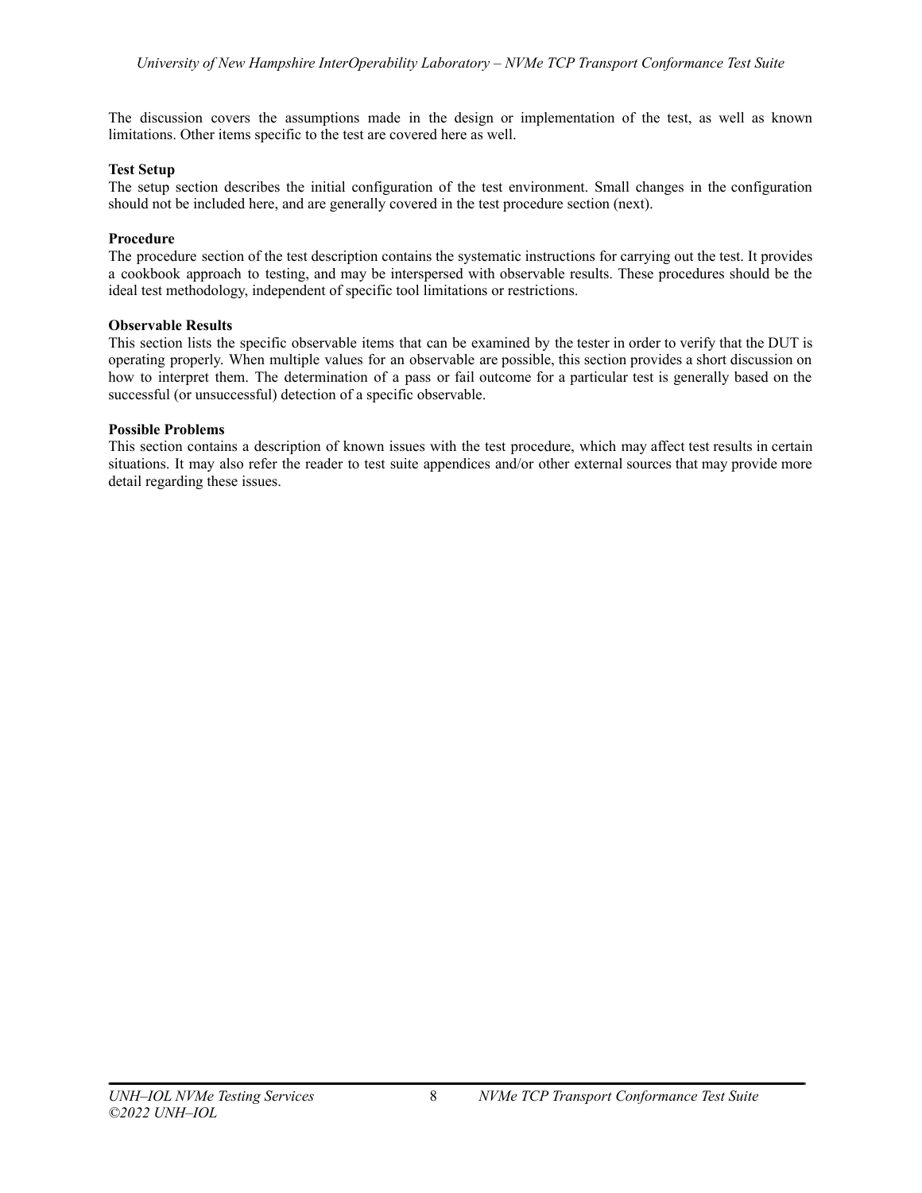The discussion covers the assumptions made in the design or implementation of the test, as well as known limitations. Other items specific to the test are covered here as well.

**Test Setup**
The setup section describes the initial configuration of the test environment. Small changes in the configuration should not be included here, and are generally covered in the test procedure section (next).

**Procedure**
The procedure section of the test description contains the systematic instructions for carrying out the test. It provides a cookbook approach to testing, and may be interspersed with observable results. These procedures should be the ideal test methodology, independent of specific tool limitations or restrictions.

**Observable Results**
This section lists the specific observable items that can be examined by the tester in order to verify that the DUT is operating properly. When multiple values for an observable are possible, this section provides a short discussion on how to interpret them. The determination of a pass or fail outcome for a particular test is generally based on the successful (or unsuccessful) detection of a specific observable.

**Possible Problems**
This section contains a description of known issues with the test procedure, which may affect test results in certain situations. It may also refer the reader to test suite appendices and/or other external sources that may provide more detail regarding these issues.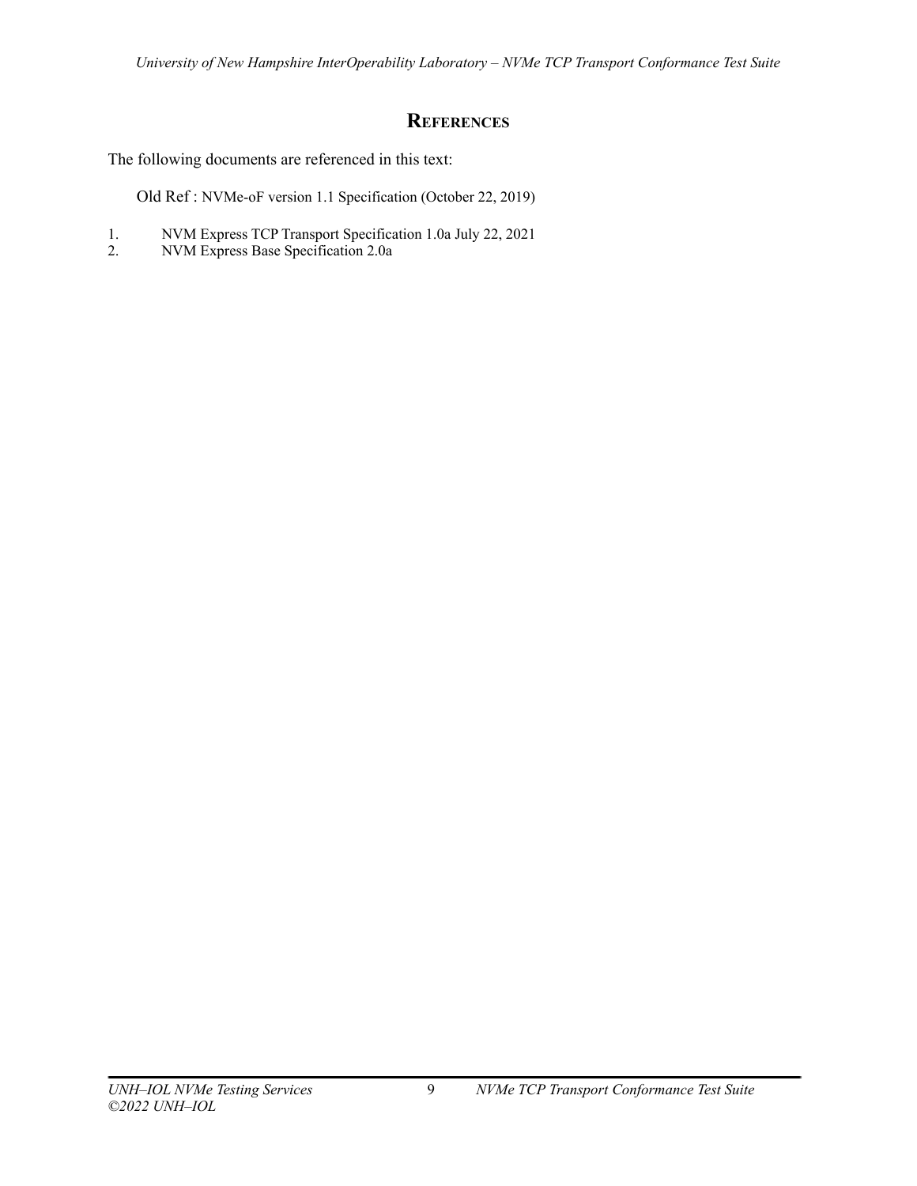# References

The following documents are referenced in this text:

Old Ref : NVMe-oF version 1.1 Specification (October 22, 2019)

1. NVM Express TCP Transport Specification 1.0a July 22, 2021
2. NVM Express Base Specification 2.0a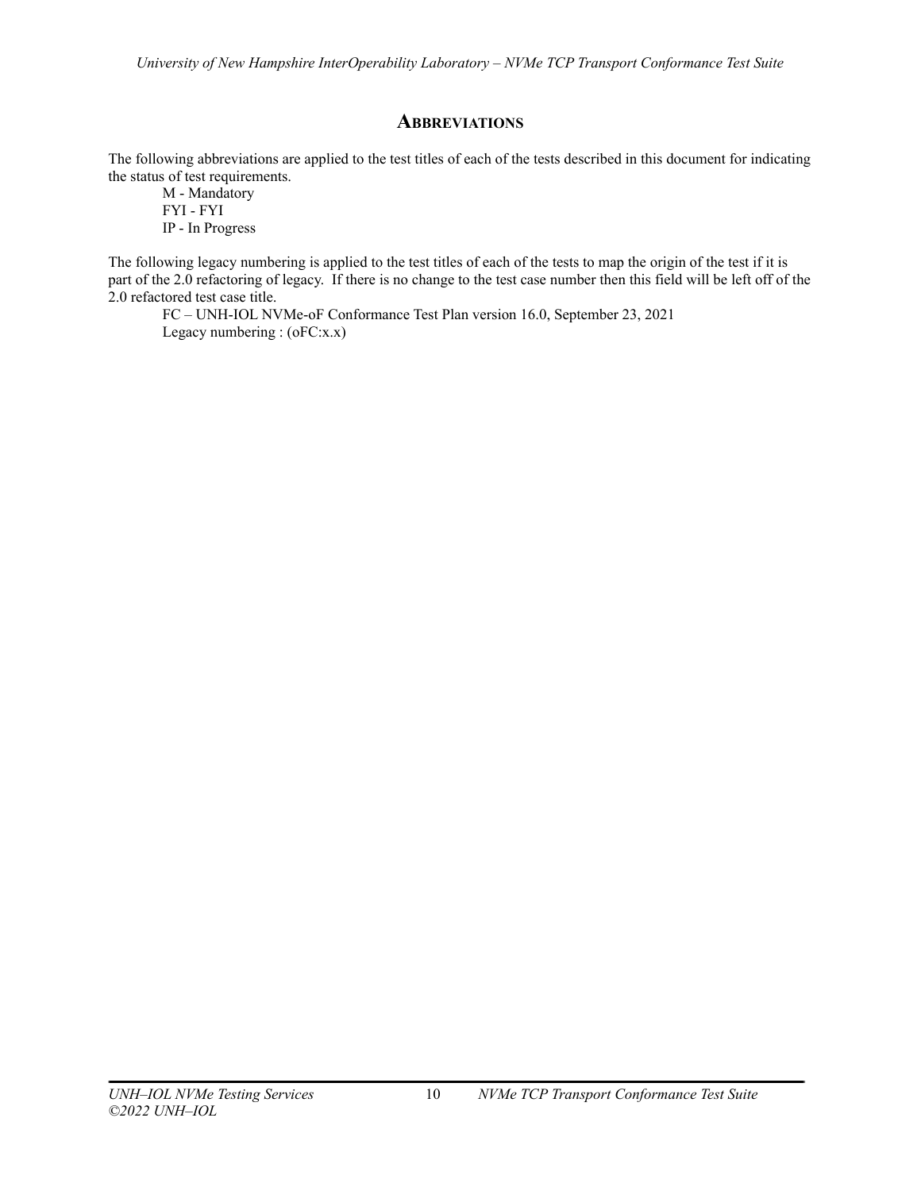## Abbreviations

The following abbreviations are applied to the test titles of each of the tests described in this document for indicating the status of test requirements.

M - Mandatory
FYI - FYI
IP - In Progress

The following legacy numbering is applied to the test titles of each of the tests to map the origin of the test if it is part of the 2.0 refactoring of legacy. If there is no change to the test case number then this field will be left off of the 2.0 refactored test case title.

FC – UNH-IOL NVMe-oF Conformance Test Plan version 16.0, September 23, 2021
Legacy numbering : (oFC:x.x)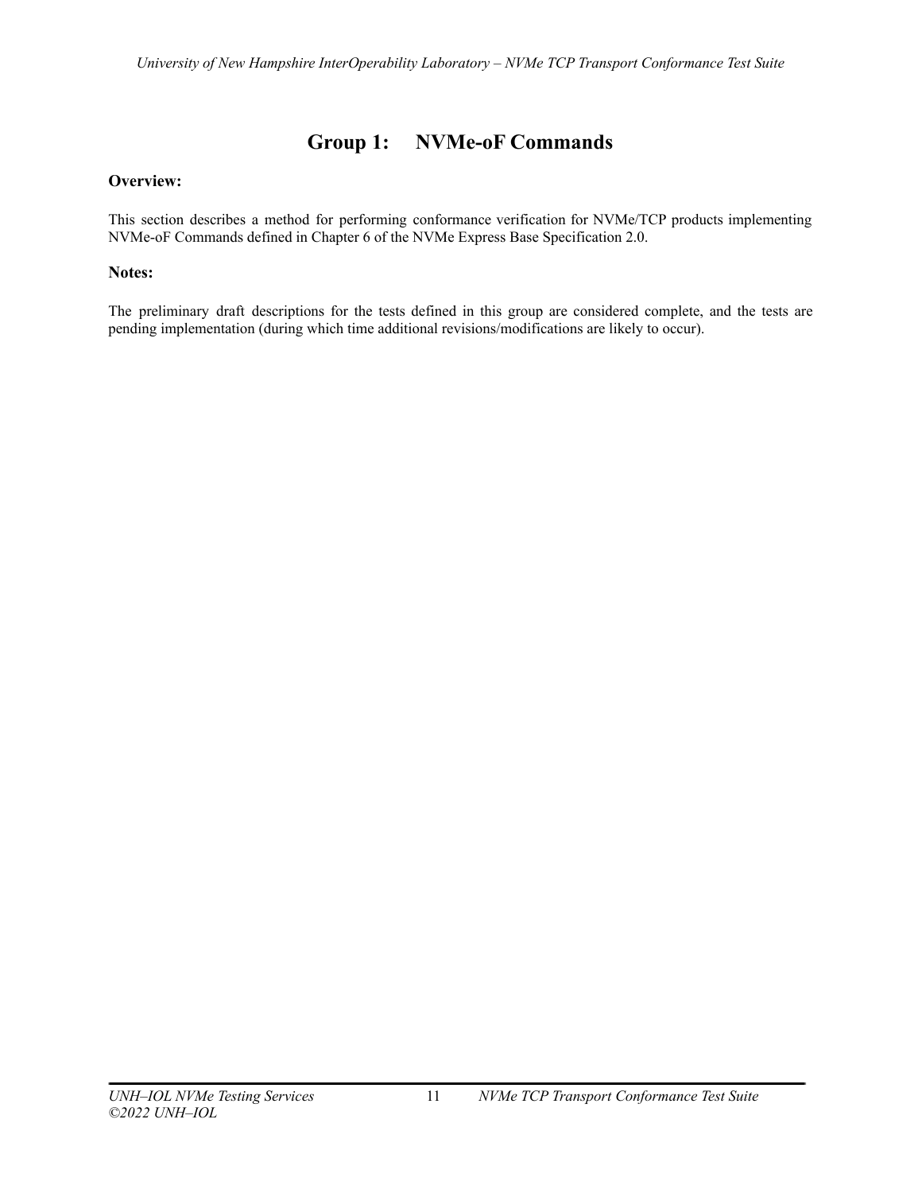# Group 1: NVMe-oF Commands

**Overview:**

This section describes a method for performing conformance verification for NVMe/TCP products implementing NVMe-oF Commands defined in Chapter 6 of the NVMe Express Base Specification 2.0.

**Notes:**

The preliminary draft descriptions for the tests defined in this group are considered complete, and the tests are pending implementation (during which time additional revisions/modifications are likely to occur).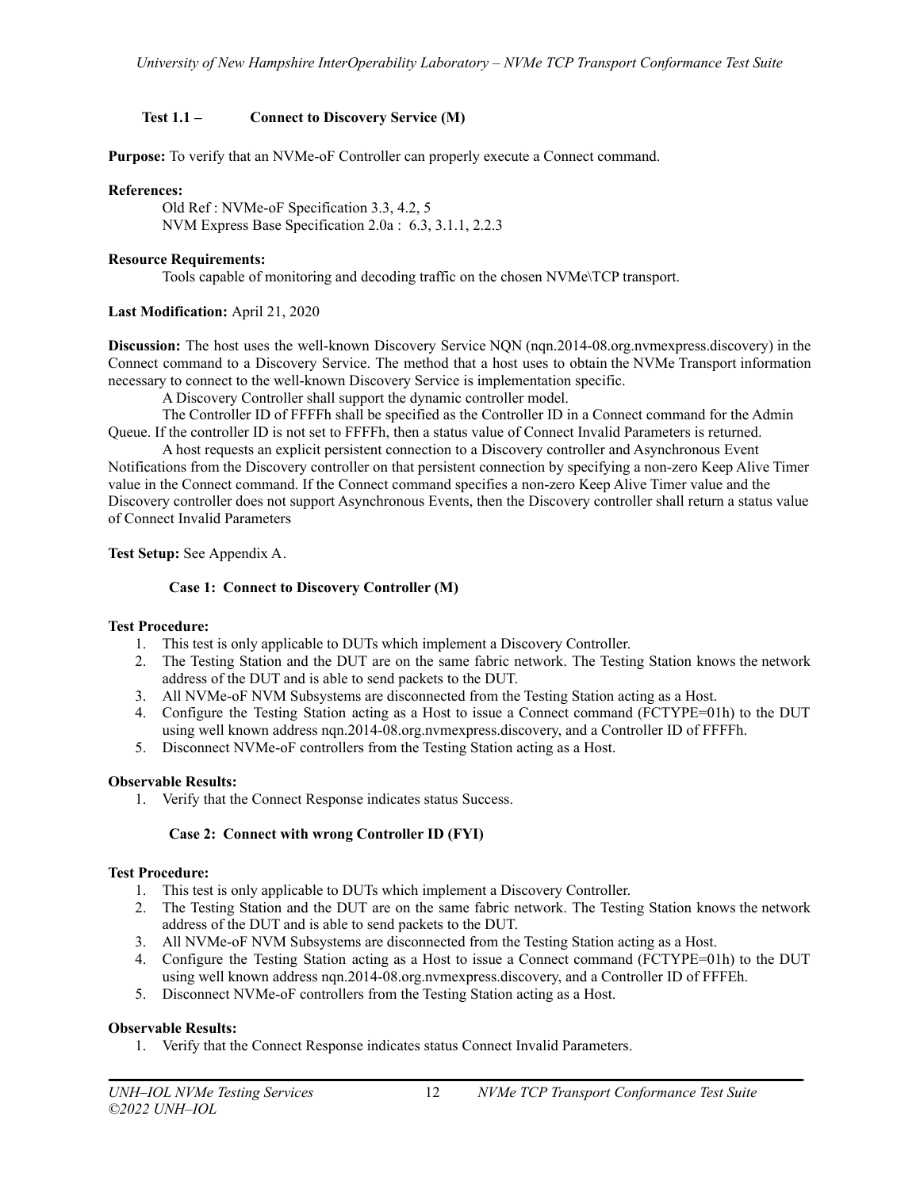### Test 1.1 – Connect to Discovery Service (M)

**Purpose:** To verify that an NVMe-oF Controller can properly execute a Connect command.

**References:**

Old Ref : NVMe-oF Specification 3.3, 4.2, 5
NVM Express Base Specification 2.0a : 6.3, 3.1.1, 2.2.3

**Resource Requirements:**

Tools capable of monitoring and decoding traffic on the chosen NVMe\TCP transport.

**Last Modification:** April 21, 2020

**Discussion:** The host uses the well-known Discovery Service NQN (nqn.2014-08.org.nvmexpress.discovery) in the Connect command to a Discovery Service. The method that a host uses to obtain the NVMe Transport information necessary to connect to the well-known Discovery Service is implementation specific.

A Discovery Controller shall support the dynamic controller model.

The Controller ID of FFFFh shall be specified as the Controller ID in a Connect command for the Admin Queue. If the controller ID is not set to FFFFh, then a status value of Connect Invalid Parameters is returned.

A host requests an explicit persistent connection to a Discovery controller and Asynchronous Event Notifications from the Discovery controller on that persistent connection by specifying a non-zero Keep Alive Timer value in the Connect command. If the Connect command specifies a non-zero Keep Alive Timer value and the Discovery controller does not support Asynchronous Events, then the Discovery controller shall return a status value of Connect Invalid Parameters

**Test Setup:** See Appendix A.

#### Case 1: Connect to Discovery Controller (M)

**Test Procedure:**

1. This test is only applicable to DUTs which implement a Discovery Controller.
2. The Testing Station and the DUT are on the same fabric network. The Testing Station knows the network address of the DUT and is able to send packets to the DUT.
3. All NVMe-oF NVM Subsystems are disconnected from the Testing Station acting as a Host.
4. Configure the Testing Station acting as a Host to issue a Connect command (FCTYPE=01h) to the DUT using well known address nqn.2014-08.org.nvmexpress.discovery, and a Controller ID of FFFFh.
5. Disconnect NVMe-oF controllers from the Testing Station acting as a Host.

**Observable Results:**

1. Verify that the Connect Response indicates status Success.

#### Case 2: Connect with wrong Controller ID (FYI)

**Test Procedure:**

1. This test is only applicable to DUTs which implement a Discovery Controller.
2. The Testing Station and the DUT are on the same fabric network. The Testing Station knows the network address of the DUT and is able to send packets to the DUT.
3. All NVMe-oF NVM Subsystems are disconnected from the Testing Station acting as a Host.
4. Configure the Testing Station acting as a Host to issue a Connect command (FCTYPE=01h) to the DUT using well known address nqn.2014-08.org.nvmexpress.discovery, and a Controller ID of FFFEh.
5. Disconnect NVMe-oF controllers from the Testing Station acting as a Host.

**Observable Results:**

1. Verify that the Connect Response indicates status Connect Invalid Parameters.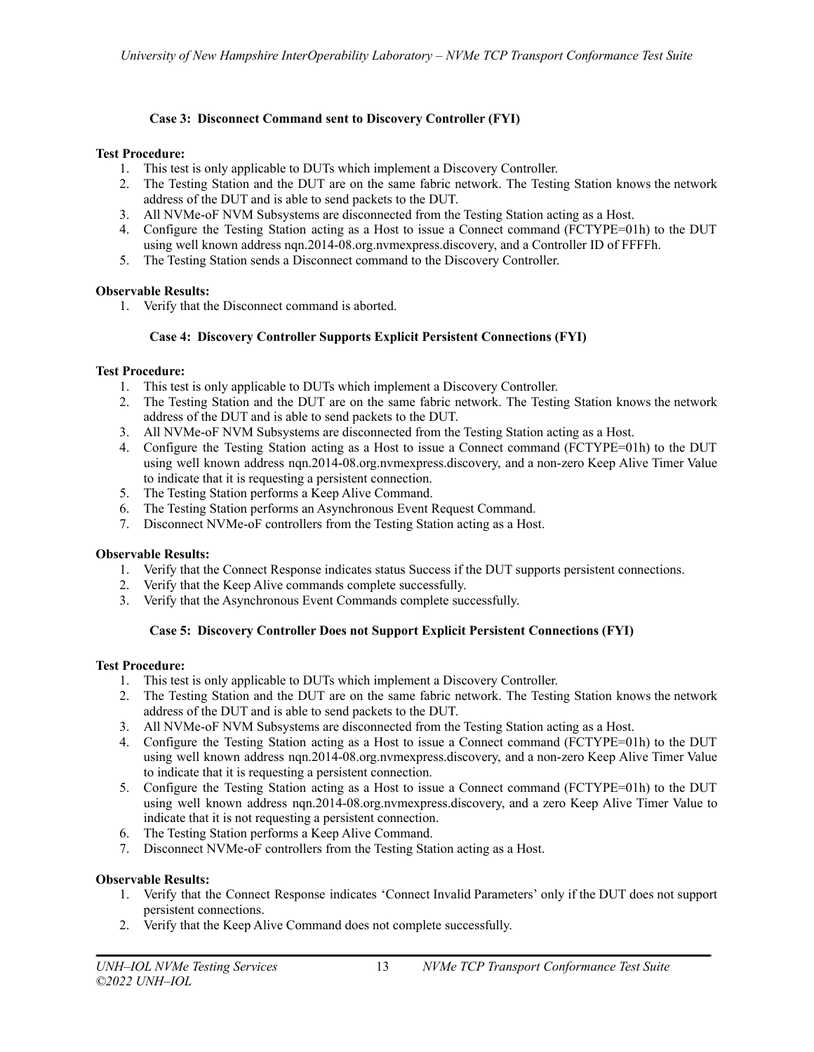### Case 3: Disconnect Command sent to Discovery Controller (FYI)

**Test Procedure:**

1. This test is only applicable to DUTs which implement a Discovery Controller.
2. The Testing Station and the DUT are on the same fabric network. The Testing Station knows the network address of the DUT and is able to send packets to the DUT.
3. All NVMe-oF NVM Subsystems are disconnected from the Testing Station acting as a Host.
4. Configure the Testing Station acting as a Host to issue a Connect command (FCTYPE=01h) to the DUT using well known address nqn.2014-08.org.nvmexpress.discovery, and a Controller ID of FFFFh.
5. The Testing Station sends a Disconnect command to the Discovery Controller.

**Observable Results:**

1. Verify that the Disconnect command is aborted.

### Case 4: Discovery Controller Supports Explicit Persistent Connections (FYI)

**Test Procedure:**

1. This test is only applicable to DUTs which implement a Discovery Controller.
2. The Testing Station and the DUT are on the same fabric network. The Testing Station knows the network address of the DUT and is able to send packets to the DUT.
3. All NVMe-oF NVM Subsystems are disconnected from the Testing Station acting as a Host.
4. Configure the Testing Station acting as a Host to issue a Connect command (FCTYPE=01h) to the DUT using well known address nqn.2014-08.org.nvmexpress.discovery, and a non-zero Keep Alive Timer Value to indicate that it is requesting a persistent connection.
5. The Testing Station performs a Keep Alive Command.
6. The Testing Station performs an Asynchronous Event Request Command.
7. Disconnect NVMe-oF controllers from the Testing Station acting as a Host.

**Observable Results:**

1. Verify that the Connect Response indicates status Success if the DUT supports persistent connections.
2. Verify that the Keep Alive commands complete successfully.
3. Verify that the Asynchronous Event Commands complete successfully.

### Case 5: Discovery Controller Does not Support Explicit Persistent Connections (FYI)

**Test Procedure:**

1. This test is only applicable to DUTs which implement a Discovery Controller.
2. The Testing Station and the DUT are on the same fabric network. The Testing Station knows the network address of the DUT and is able to send packets to the DUT.
3. All NVMe-oF NVM Subsystems are disconnected from the Testing Station acting as a Host.
4. Configure the Testing Station acting as a Host to issue a Connect command (FCTYPE=01h) to the DUT using well known address nqn.2014-08.org.nvmexpress.discovery, and a non-zero Keep Alive Timer Value to indicate that it is requesting a persistent connection.
5. Configure the Testing Station acting as a Host to issue a Connect command (FCTYPE=01h) to the DUT using well known address nqn.2014-08.org.nvmexpress.discovery, and a zero Keep Alive Timer Value to indicate that it is not requesting a persistent connection.
6. The Testing Station performs a Keep Alive Command.
7. Disconnect NVMe-oF controllers from the Testing Station acting as a Host.

**Observable Results:**

1. Verify that the Connect Response indicates 'Connect Invalid Parameters' only if the DUT does not support persistent connections.
2. Verify that the Keep Alive Command does not complete successfully.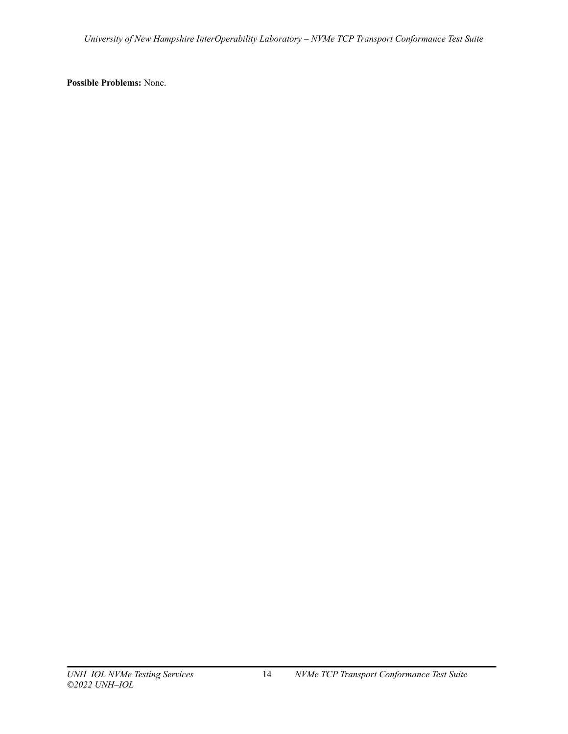**Possible Problems:** None.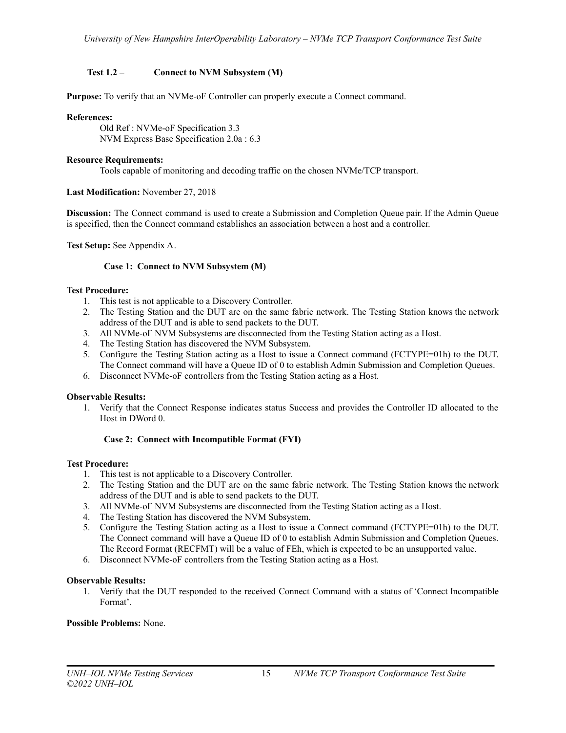## Test 1.2 – Connect to NVM Subsystem (M)

**Purpose:** To verify that an NVMe-oF Controller can properly execute a Connect command.

**References:**

Old Ref : NVMe-oF Specification 3.3
NVM Express Base Specification 2.0a : 6.3

**Resource Requirements:**

Tools capable of monitoring and decoding traffic on the chosen NVMe/TCP transport.

**Last Modification:** November 27, 2018

**Discussion:** The Connect command is used to create a Submission and Completion Queue pair. If the Admin Queue is specified, then the Connect command establishes an association between a host and a controller.

**Test Setup:** See Appendix A.

### Case 1: Connect to NVM Subsystem (M)

**Test Procedure:**

1. This test is not applicable to a Discovery Controller.
2. The Testing Station and the DUT are on the same fabric network. The Testing Station knows the network address of the DUT and is able to send packets to the DUT.
3. All NVMe-oF NVM Subsystems are disconnected from the Testing Station acting as a Host.
4. The Testing Station has discovered the NVM Subsystem.
5. Configure the Testing Station acting as a Host to issue a Connect command (FCTYPE=01h) to the DUT. The Connect command will have a Queue ID of 0 to establish Admin Submission and Completion Queues.
6. Disconnect NVMe-oF controllers from the Testing Station acting as a Host.

**Observable Results:**

1. Verify that the Connect Response indicates status Success and provides the Controller ID allocated to the Host in DWord 0.

### Case 2: Connect with Incompatible Format (FYI)

**Test Procedure:**

1. This test is not applicable to a Discovery Controller.
2. The Testing Station and the DUT are on the same fabric network. The Testing Station knows the network address of the DUT and is able to send packets to the DUT.
3. All NVMe-oF NVM Subsystems are disconnected from the Testing Station acting as a Host.
4. The Testing Station has discovered the NVM Subsystem.
5. Configure the Testing Station acting as a Host to issue a Connect command (FCTYPE=01h) to the DUT. The Connect command will have a Queue ID of 0 to establish Admin Submission and Completion Queues. The Record Format (RECFMT) will be a value of FEh, which is expected to be an unsupported value.
6. Disconnect NVMe-oF controllers from the Testing Station acting as a Host.

**Observable Results:**

1. Verify that the DUT responded to the received Connect Command with a status of 'Connect Incompatible Format'.

**Possible Problems:** None.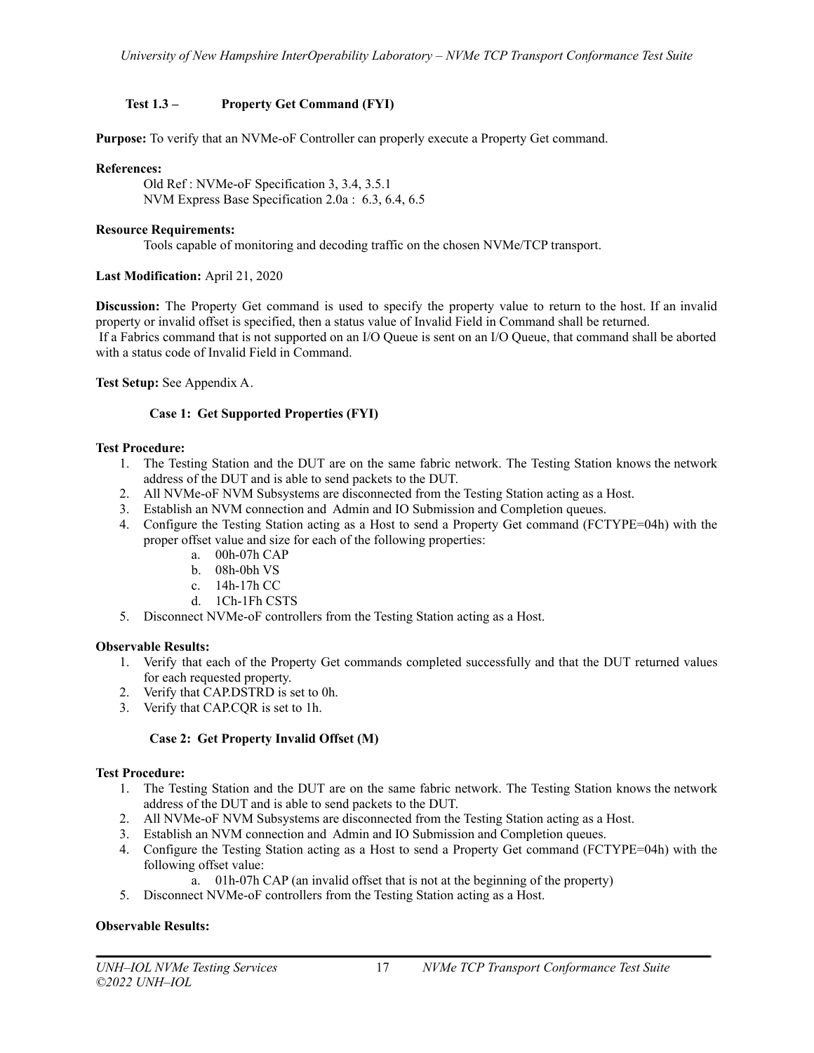### Test 1.3 – Property Get Command (FYI)

**Purpose:** To verify that an NVMe-oF Controller can properly execute a Property Get command.

**References:**

Old Ref : NVMe-oF Specification 3, 3.4, 3.5.1
NVM Express Base Specification 2.0a : 6.3, 6.4, 6.5

**Resource Requirements:**

Tools capable of monitoring and decoding traffic on the chosen NVMe/TCP transport.

**Last Modification:** April 21, 2020

**Discussion:** The Property Get command is used to specify the property value to return to the host. If an invalid property or invalid offset is specified, then a status value of Invalid Field in Command shall be returned.
If a Fabrics command that is not supported on an I/O Queue is sent on an I/O Queue, that command shall be aborted with a status code of Invalid Field in Command.

**Test Setup:** See Appendix A.

#### Case 1: Get Supported Properties (FYI)

**Test Procedure:**

1. The Testing Station and the DUT are on the same fabric network. The Testing Station knows the network address of the DUT and is able to send packets to the DUT.
2. All NVMe-oF NVM Subsystems are disconnected from the Testing Station acting as a Host.
3. Establish an NVM connection and Admin and IO Submission and Completion queues.
4. Configure the Testing Station acting as a Host to send a Property Get command (FCTYPE=04h) with the proper offset value and size for each of the following properties:
   a. 00h-07h CAP
   b. 08h-0bh VS
   c. 14h-17h CC
   d. 1Ch-1Fh CSTS
5. Disconnect NVMe-oF controllers from the Testing Station acting as a Host.

**Observable Results:**

1. Verify that each of the Property Get commands completed successfully and that the DUT returned values for each requested property.
2. Verify that CAP.DSTRD is set to 0h.
3. Verify that CAP.CQR is set to 1h.

#### Case 2: Get Property Invalid Offset (M)

**Test Procedure:**

1. The Testing Station and the DUT are on the same fabric network. The Testing Station knows the network address of the DUT and is able to send packets to the DUT.
2. All NVMe-oF NVM Subsystems are disconnected from the Testing Station acting as a Host.
3. Establish an NVM connection and Admin and IO Submission and Completion queues.
4. Configure the Testing Station acting as a Host to send a Property Get command (FCTYPE=04h) with the following offset value:
   a. 01h-07h CAP (an invalid offset that is not at the beginning of the property)
5. Disconnect NVMe-oF controllers from the Testing Station acting as a Host.

**Observable Results:**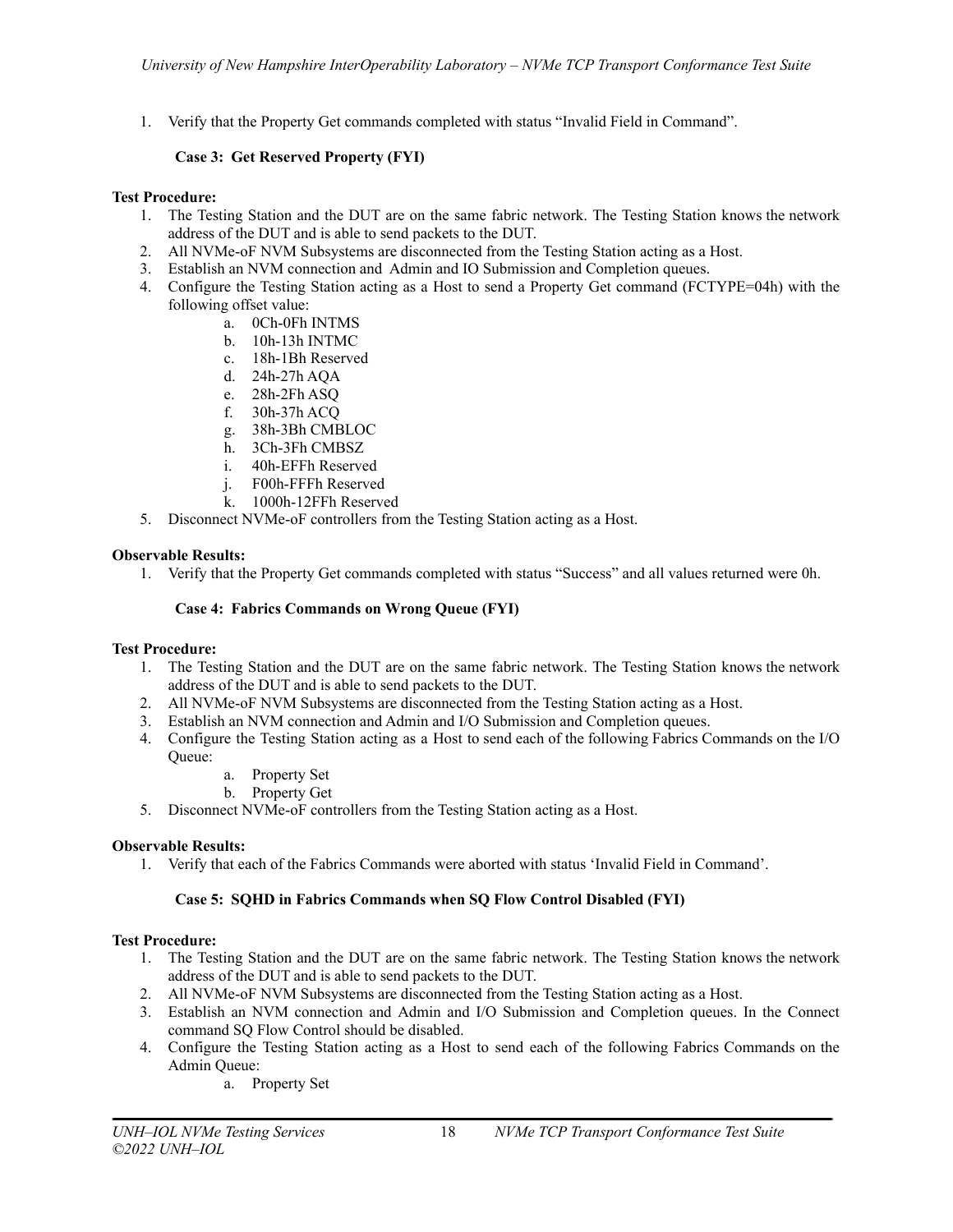1. Verify that the Property Get commands completed with status "Invalid Field in Command".

### Case 3: Get Reserved Property (FYI)

**Test Procedure:**

1. The Testing Station and the DUT are on the same fabric network. The Testing Station knows the network address of the DUT and is able to send packets to the DUT.
2. All NVMe-oF NVM Subsystems are disconnected from the Testing Station acting as a Host.
3. Establish an NVM connection and Admin and IO Submission and Completion queues.
4. Configure the Testing Station acting as a Host to send a Property Get command (FCTYPE=04h) with the following offset value:
   a. 0Ch-0Fh INTMS
   b. 10h-13h INTMC
   c. 18h-1Bh Reserved
   d. 24h-27h AQA
   e. 28h-2Fh ASQ
   f. 30h-37h ACQ
   g. 38h-3Bh CMBLOC
   h. 3Ch-3Fh CMBSZ
   i. 40h-EFFh Reserved
   j. F00h-FFFh Reserved
   k. 1000h-12FFh Reserved
5. Disconnect NVMe-oF controllers from the Testing Station acting as a Host.

**Observable Results:**

1. Verify that the Property Get commands completed with status "Success" and all values returned were 0h.

### Case 4: Fabrics Commands on Wrong Queue (FYI)

**Test Procedure:**

1. The Testing Station and the DUT are on the same fabric network. The Testing Station knows the network address of the DUT and is able to send packets to the DUT.
2. All NVMe-oF NVM Subsystems are disconnected from the Testing Station acting as a Host.
3. Establish an NVM connection and Admin and I/O Submission and Completion queues.
4. Configure the Testing Station acting as a Host to send each of the following Fabrics Commands on the I/O Queue:
   a. Property Set
   b. Property Get
5. Disconnect NVMe-oF controllers from the Testing Station acting as a Host.

**Observable Results:**

1. Verify that each of the Fabrics Commands were aborted with status 'Invalid Field in Command'.

### Case 5: SQHD in Fabrics Commands when SQ Flow Control Disabled (FYI)

**Test Procedure:**

1. The Testing Station and the DUT are on the same fabric network. The Testing Station knows the network address of the DUT and is able to send packets to the DUT.
2. All NVMe-oF NVM Subsystems are disconnected from the Testing Station acting as a Host.
3. Establish an NVM connection and Admin and I/O Submission and Completion queues. In the Connect command SQ Flow Control should be disabled.
4. Configure the Testing Station acting as a Host to send each of the following Fabrics Commands on the Admin Queue:
   a. Property Set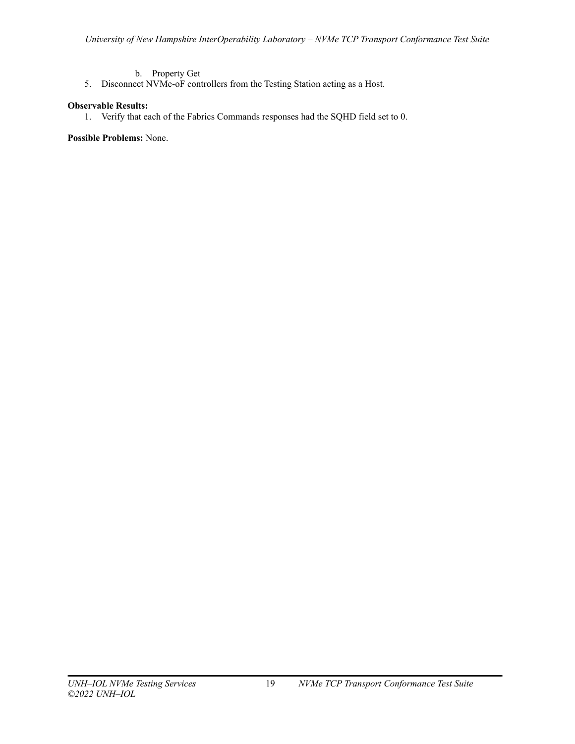b. Property Get

5. Disconnect NVMe-oF controllers from the Testing Station acting as a Host.

**Observable Results:**

1. Verify that each of the Fabrics Commands responses had the SQHD field set to 0.

**Possible Problems:** None.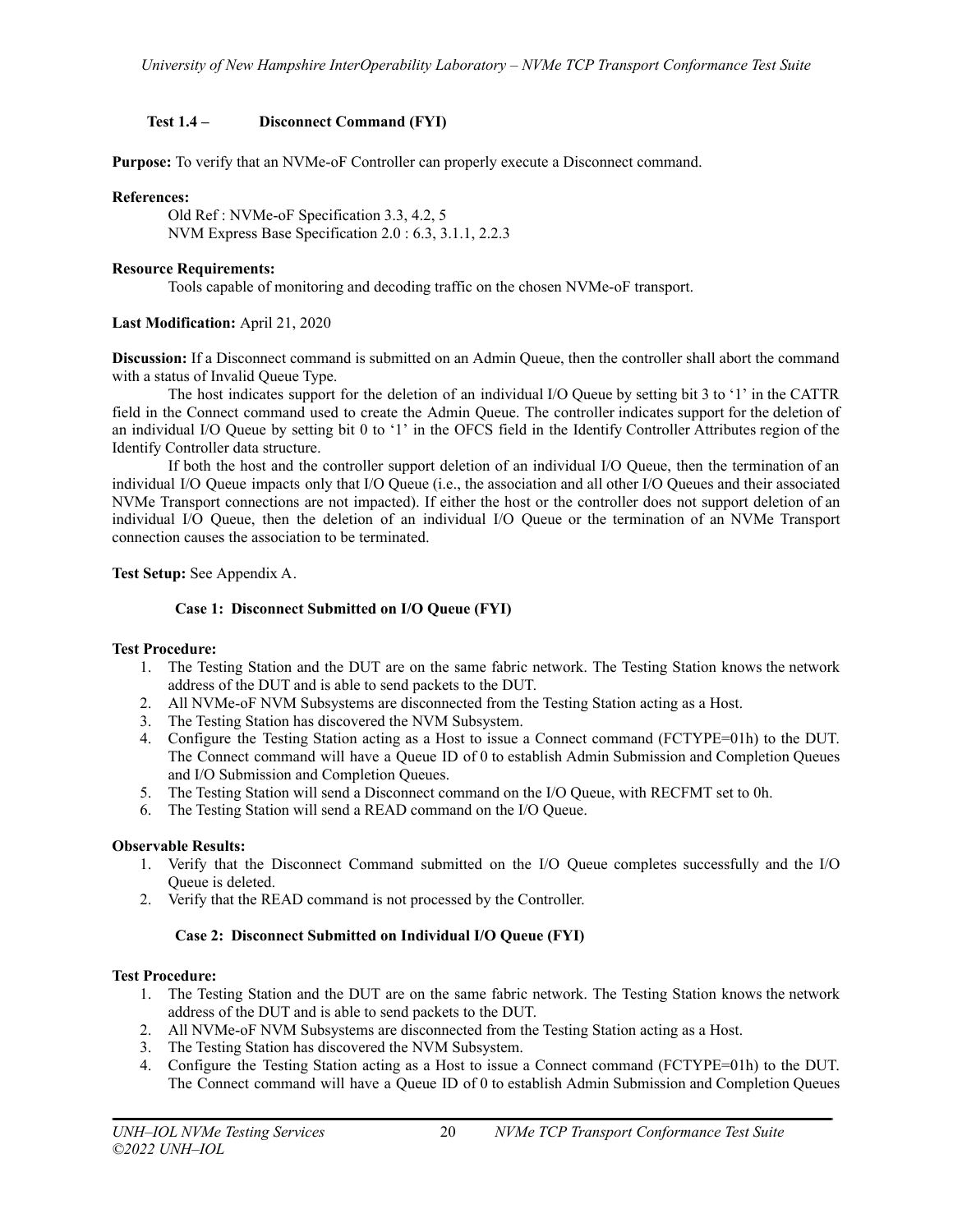### Test 1.4 – Disconnect Command (FYI)

**Purpose:** To verify that an NVMe-oF Controller can properly execute a Disconnect command.

**References:**

Old Ref : NVMe-oF Specification 3.3, 4.2, 5
NVM Express Base Specification 2.0 : 6.3, 3.1.1, 2.2.3

**Resource Requirements:**

Tools capable of monitoring and decoding traffic on the chosen NVMe-oF transport.

**Last Modification:** April 21, 2020

**Discussion:** If a Disconnect command is submitted on an Admin Queue, then the controller shall abort the command with a status of Invalid Queue Type.

The host indicates support for the deletion of an individual I/O Queue by setting bit 3 to '1' in the CATTR field in the Connect command used to create the Admin Queue. The controller indicates support for the deletion of an individual I/O Queue by setting bit 0 to '1' in the OFCS field in the Identify Controller Attributes region of the Identify Controller data structure.

If both the host and the controller support deletion of an individual I/O Queue, then the termination of an individual I/O Queue impacts only that I/O Queue (i.e., the association and all other I/O Queues and their associated NVMe Transport connections are not impacted). If either the host or the controller does not support deletion of an individual I/O Queue, then the deletion of an individual I/O Queue or the termination of an NVMe Transport connection causes the association to be terminated.

**Test Setup:** See Appendix A.

#### Case 1: Disconnect Submitted on I/O Queue (FYI)

**Test Procedure:**

1. The Testing Station and the DUT are on the same fabric network. The Testing Station knows the network address of the DUT and is able to send packets to the DUT.
2. All NVMe-oF NVM Subsystems are disconnected from the Testing Station acting as a Host.
3. The Testing Station has discovered the NVM Subsystem.
4. Configure the Testing Station acting as a Host to issue a Connect command (FCTYPE=01h) to the DUT. The Connect command will have a Queue ID of 0 to establish Admin Submission and Completion Queues and I/O Submission and Completion Queues.
5. The Testing Station will send a Disconnect command on the I/O Queue, with RECFMT set to 0h.
6. The Testing Station will send a READ command on the I/O Queue.

**Observable Results:**

1. Verify that the Disconnect Command submitted on the I/O Queue completes successfully and the I/O Queue is deleted.
2. Verify that the READ command is not processed by the Controller.

#### Case 2: Disconnect Submitted on Individual I/O Queue (FYI)

**Test Procedure:**

1. The Testing Station and the DUT are on the same fabric network. The Testing Station knows the network address of the DUT and is able to send packets to the DUT.
2. All NVMe-oF NVM Subsystems are disconnected from the Testing Station acting as a Host.
3. The Testing Station has discovered the NVM Subsystem.
4. Configure the Testing Station acting as a Host to issue a Connect command (FCTYPE=01h) to the DUT. The Connect command will have a Queue ID of 0 to establish Admin Submission and Completion Queues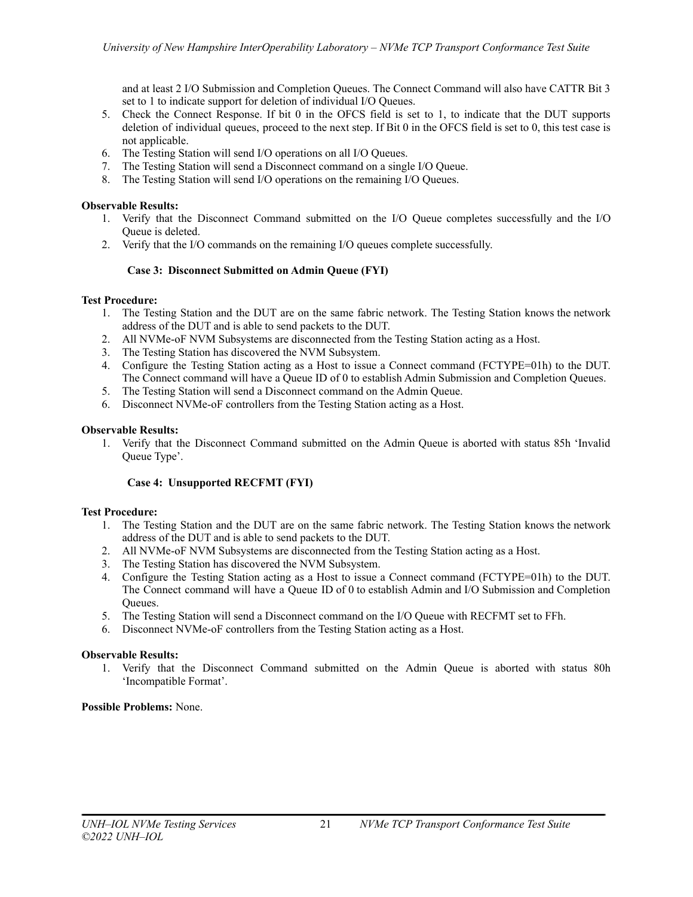and at least 2 I/O Submission and Completion Queues. The Connect Command will also have CATTR Bit 3 set to 1 to indicate support for deletion of individual I/O Queues.

5. Check the Connect Response. If bit 0 in the OFCS field is set to 1, to indicate that the DUT supports deletion of individual queues, proceed to the next step. If Bit 0 in the OFCS field is set to 0, this test case is not applicable.
6. The Testing Station will send I/O operations on all I/O Queues.
7. The Testing Station will send a Disconnect command on a single I/O Queue.
8. The Testing Station will send I/O operations on the remaining I/O Queues.

**Observable Results:**

1. Verify that the Disconnect Command submitted on the I/O Queue completes successfully and the I/O Queue is deleted.
2. Verify that the I/O commands on the remaining I/O queues complete successfully.

**Case 3: Disconnect Submitted on Admin Queue (FYI)**

**Test Procedure:**

1. The Testing Station and the DUT are on the same fabric network. The Testing Station knows the network address of the DUT and is able to send packets to the DUT.
2. All NVMe-oF NVM Subsystems are disconnected from the Testing Station acting as a Host.
3. The Testing Station has discovered the NVM Subsystem.
4. Configure the Testing Station acting as a Host to issue a Connect command (FCTYPE=01h) to the DUT. The Connect command will have a Queue ID of 0 to establish Admin Submission and Completion Queues.
5. The Testing Station will send a Disconnect command on the Admin Queue.
6. Disconnect NVMe-oF controllers from the Testing Station acting as a Host.

**Observable Results:**

1. Verify that the Disconnect Command submitted on the Admin Queue is aborted with status 85h 'Invalid Queue Type'.

**Case 4: Unsupported RECFMT (FYI)**

**Test Procedure:**

1. The Testing Station and the DUT are on the same fabric network. The Testing Station knows the network address of the DUT and is able to send packets to the DUT.
2. All NVMe-oF NVM Subsystems are disconnected from the Testing Station acting as a Host.
3. The Testing Station has discovered the NVM Subsystem.
4. Configure the Testing Station acting as a Host to issue a Connect command (FCTYPE=01h) to the DUT. The Connect command will have a Queue ID of 0 to establish Admin and I/O Submission and Completion Queues.
5. The Testing Station will send a Disconnect command on the I/O Queue with RECFMT set to FFh.
6. Disconnect NVMe-oF controllers from the Testing Station acting as a Host.

**Observable Results:**

1. Verify that the Disconnect Command submitted on the Admin Queue is aborted with status 80h 'Incompatible Format'.

**Possible Problems:** None.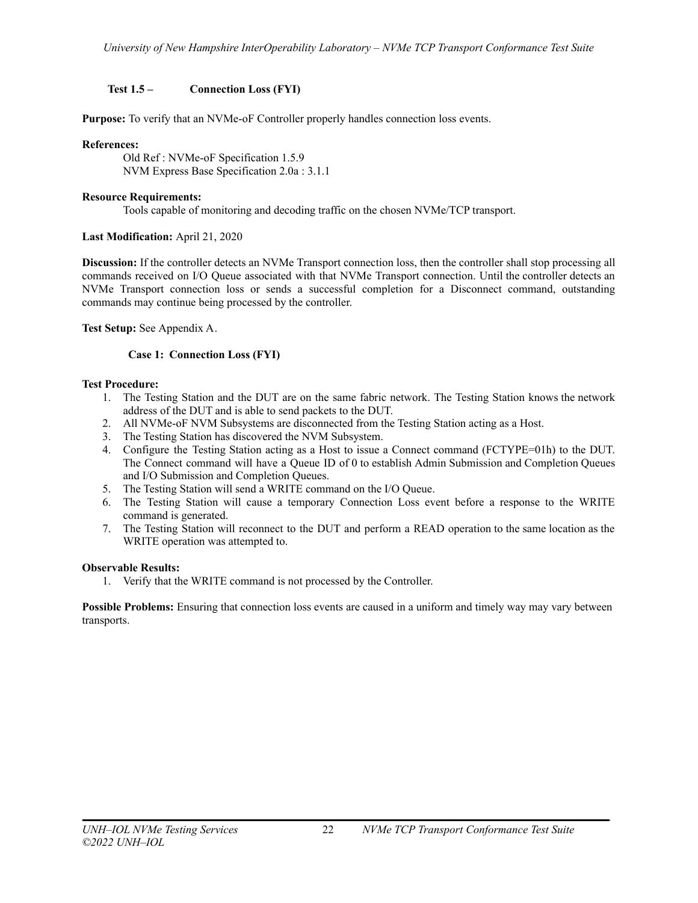### Test 1.5 – Connection Loss (FYI)

**Purpose:** To verify that an NVMe-oF Controller properly handles connection loss events.

**References:**

Old Ref : NVMe-oF Specification 1.5.9
NVM Express Base Specification 2.0a : 3.1.1

**Resource Requirements:**

Tools capable of monitoring and decoding traffic on the chosen NVMe/TCP transport.

**Last Modification:** April 21, 2020

**Discussion:** If the controller detects an NVMe Transport connection loss, then the controller shall stop processing all commands received on I/O Queue associated with that NVMe Transport connection. Until the controller detects an NVMe Transport connection loss or sends a successful completion for a Disconnect command, outstanding commands may continue being processed by the controller.

**Test Setup:** See Appendix A.

#### Case 1: Connection Loss (FYI)

**Test Procedure:**

1. The Testing Station and the DUT are on the same fabric network. The Testing Station knows the network address of the DUT and is able to send packets to the DUT.
2. All NVMe-oF NVM Subsystems are disconnected from the Testing Station acting as a Host.
3. The Testing Station has discovered the NVM Subsystem.
4. Configure the Testing Station acting as a Host to issue a Connect command (FCTYPE=01h) to the DUT. The Connect command will have a Queue ID of 0 to establish Admin Submission and Completion Queues and I/O Submission and Completion Queues.
5. The Testing Station will send a WRITE command on the I/O Queue.
6. The Testing Station will cause a temporary Connection Loss event before a response to the WRITE command is generated.
7. The Testing Station will reconnect to the DUT and perform a READ operation to the same location as the WRITE operation was attempted to.

**Observable Results:**

1. Verify that the WRITE command is not processed by the Controller.

**Possible Problems:** Ensuring that connection loss events are caused in a uniform and timely way may vary between transports.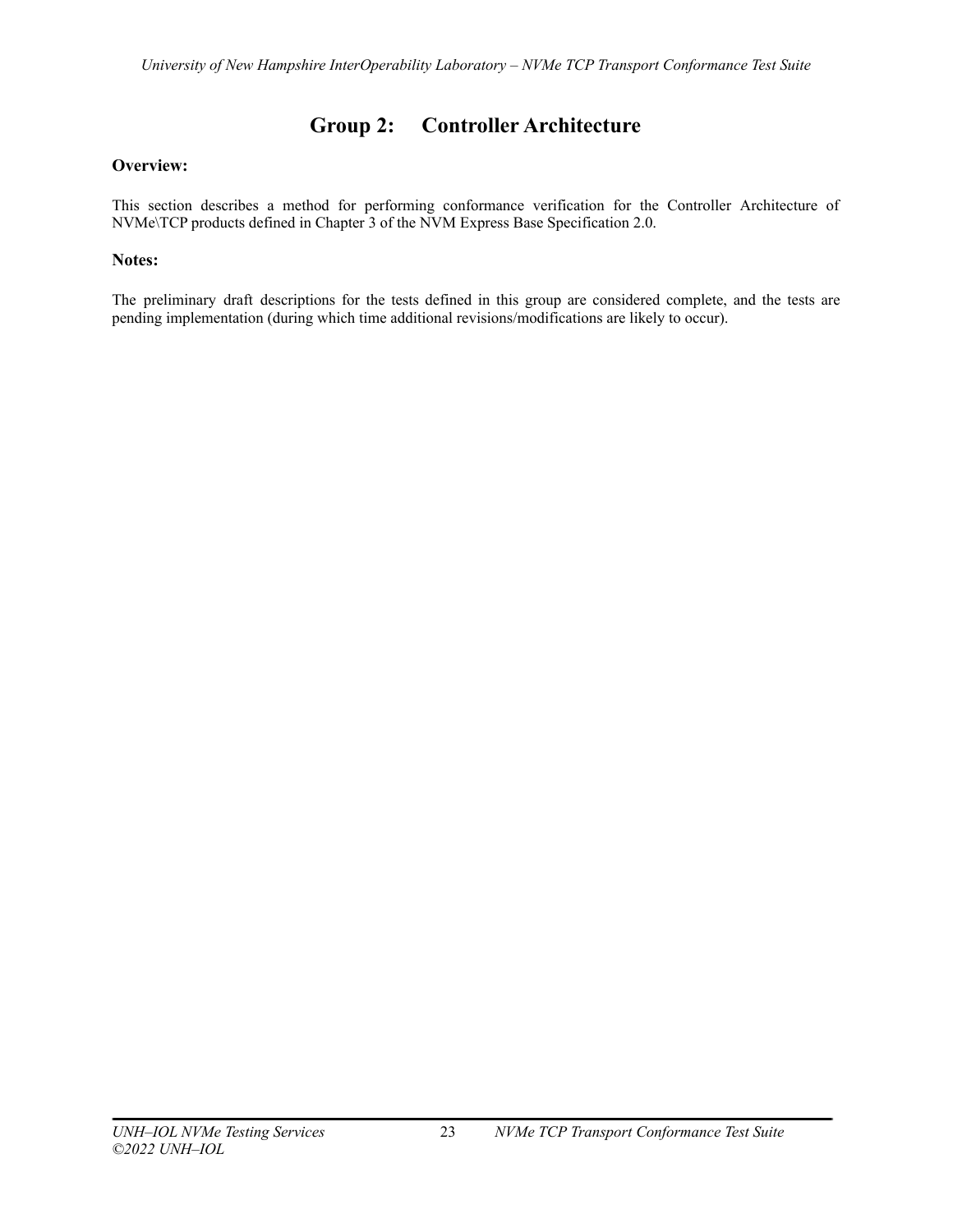# Group 2: Controller Architecture

**Overview:**

This section describes a method for performing conformance verification for the Controller Architecture of NVMe\TCP products defined in Chapter 3 of the NVM Express Base Specification 2.0.

**Notes:**

The preliminary draft descriptions for the tests defined in this group are considered complete, and the tests are pending implementation (during which time additional revisions/modifications are likely to occur).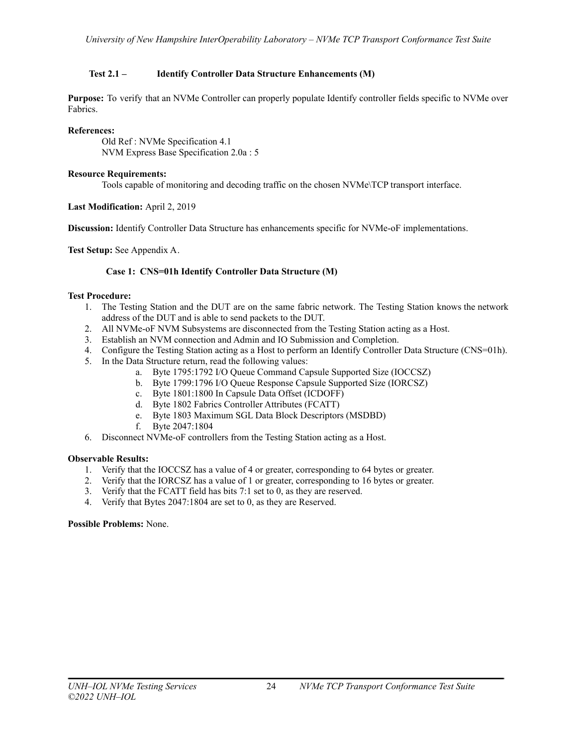### Test 2.1 – Identify Controller Data Structure Enhancements (M)

**Purpose:** To verify that an NVMe Controller can properly populate Identify controller fields specific to NVMe over Fabrics.

**References:**

Old Ref : NVMe Specification 4.1
NVM Express Base Specification 2.0a : 5

**Resource Requirements:**

Tools capable of monitoring and decoding traffic on the chosen NVMe\TCP transport interface.

**Last Modification:** April 2, 2019

**Discussion:** Identify Controller Data Structure has enhancements specific for NVMe-oF implementations.

**Test Setup:** See Appendix A.

#### Case 1: CNS=01h Identify Controller Data Structure (M)

**Test Procedure:**

1. The Testing Station and the DUT are on the same fabric network. The Testing Station knows the network address of the DUT and is able to send packets to the DUT.
2. All NVMe-oF NVM Subsystems are disconnected from the Testing Station acting as a Host.
3. Establish an NVM connection and Admin and IO Submission and Completion.
4. Configure the Testing Station acting as a Host to perform an Identify Controller Data Structure (CNS=01h).
5. In the Data Structure return, read the following values:
   a. Byte 1795:1792 I/O Queue Command Capsule Supported Size (IOCCSZ)
   b. Byte 1799:1796 I/O Queue Response Capsule Supported Size (IORCSZ)
   c. Byte 1801:1800 In Capsule Data Offset (ICDOFF)
   d. Byte 1802 Fabrics Controller Attributes (FCATT)
   e. Byte 1803 Maximum SGL Data Block Descriptors (MSDBD)
   f. Byte 2047:1804
6. Disconnect NVMe-oF controllers from the Testing Station acting as a Host.

**Observable Results:**

1. Verify that the IOCCSZ has a value of 4 or greater, corresponding to 64 bytes or greater.
2. Verify that the IORCSZ has a value of 1 or greater, corresponding to 16 bytes or greater.
3. Verify that the FCATT field has bits 7:1 set to 0, as they are reserved.
4. Verify that Bytes 2047:1804 are set to 0, as they are Reserved.

**Possible Problems:** None.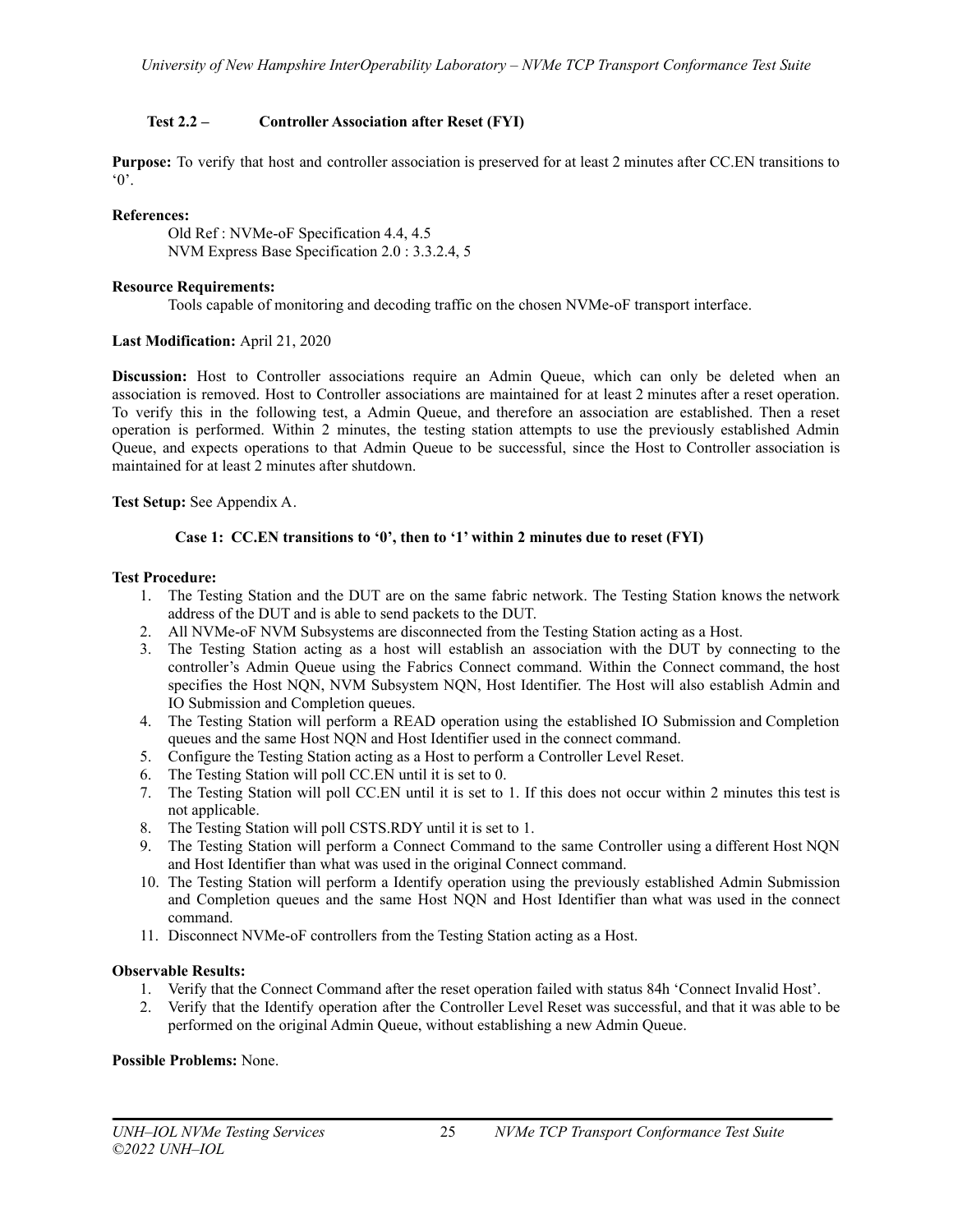### Test 2.2 – Controller Association after Reset (FYI)

**Purpose:** To verify that host and controller association is preserved for at least 2 minutes after CC.EN transitions to '0'.

**References:**

Old Ref : NVMe-oF Specification 4.4, 4.5
NVM Express Base Specification 2.0 : 3.3.2.4, 5

**Resource Requirements:**

Tools capable of monitoring and decoding traffic on the chosen NVMe-oF transport interface.

**Last Modification:** April 21, 2020

**Discussion:** Host to Controller associations require an Admin Queue, which can only be deleted when an association is removed. Host to Controller associations are maintained for at least 2 minutes after a reset operation. To verify this in the following test, a Admin Queue, and therefore an association are established. Then a reset operation is performed. Within 2 minutes, the testing station attempts to use the previously established Admin Queue, and expects operations to that Admin Queue to be successful, since the Host to Controller association is maintained for at least 2 minutes after shutdown.

**Test Setup:** See Appendix A.

#### Case 1: CC.EN transitions to '0', then to '1' within 2 minutes due to reset (FYI)

**Test Procedure:**

1. The Testing Station and the DUT are on the same fabric network. The Testing Station knows the network address of the DUT and is able to send packets to the DUT.
2. All NVMe-oF NVM Subsystems are disconnected from the Testing Station acting as a Host.
3. The Testing Station acting as a host will establish an association with the DUT by connecting to the controller's Admin Queue using the Fabrics Connect command. Within the Connect command, the host specifies the Host NQN, NVM Subsystem NQN, Host Identifier. The Host will also establish Admin and IO Submission and Completion queues.
4. The Testing Station will perform a READ operation using the established IO Submission and Completion queues and the same Host NQN and Host Identifier used in the connect command.
5. Configure the Testing Station acting as a Host to perform a Controller Level Reset.
6. The Testing Station will poll CC.EN until it is set to 0.
7. The Testing Station will poll CC.EN until it is set to 1. If this does not occur within 2 minutes this test is not applicable.
8. The Testing Station will poll CSTS.RDY until it is set to 1.
9. The Testing Station will perform a Connect Command to the same Controller using a different Host NQN and Host Identifier than what was used in the original Connect command.
10. The Testing Station will perform a Identify operation using the previously established Admin Submission and Completion queues and the same Host NQN and Host Identifier than what was used in the connect command.
11. Disconnect NVMe-oF controllers from the Testing Station acting as a Host.

**Observable Results:**

1. Verify that the Connect Command after the reset operation failed with status 84h 'Connect Invalid Host'.
2. Verify that the Identify operation after the Controller Level Reset was successful, and that it was able to be performed on the original Admin Queue, without establishing a new Admin Queue.

**Possible Problems:** None.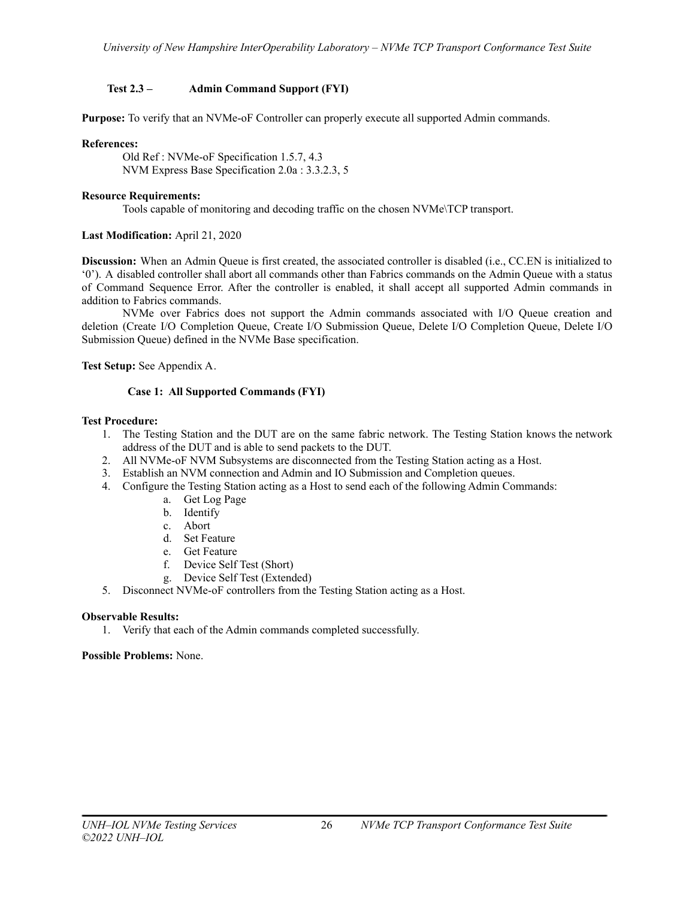### Test 2.3 – Admin Command Support (FYI)

**Purpose:** To verify that an NVMe-oF Controller can properly execute all supported Admin commands.

**References:**

Old Ref : NVMe-oF Specification 1.5.7, 4.3
NVM Express Base Specification 2.0a : 3.3.2.3, 5

**Resource Requirements:**

Tools capable of monitoring and decoding traffic on the chosen NVMe\TCP transport.

**Last Modification:** April 21, 2020

**Discussion:** When an Admin Queue is first created, the associated controller is disabled (i.e., CC.EN is initialized to '0'). A disabled controller shall abort all commands other than Fabrics commands on the Admin Queue with a status of Command Sequence Error. After the controller is enabled, it shall accept all supported Admin commands in addition to Fabrics commands.

NVMe over Fabrics does not support the Admin commands associated with I/O Queue creation and deletion (Create I/O Completion Queue, Create I/O Submission Queue, Delete I/O Completion Queue, Delete I/O Submission Queue) defined in the NVMe Base specification.

**Test Setup:** See Appendix A.

#### Case 1: All Supported Commands (FYI)

**Test Procedure:**

1. The Testing Station and the DUT are on the same fabric network. The Testing Station knows the network address of the DUT and is able to send packets to the DUT.
2. All NVMe-oF NVM Subsystems are disconnected from the Testing Station acting as a Host.
3. Establish an NVM connection and Admin and IO Submission and Completion queues.
4. Configure the Testing Station acting as a Host to send each of the following Admin Commands:
   a. Get Log Page
   b. Identify
   c. Abort
   d. Set Feature
   e. Get Feature
   f. Device Self Test (Short)
   g. Device Self Test (Extended)
5. Disconnect NVMe-oF controllers from the Testing Station acting as a Host.

**Observable Results:**

1. Verify that each of the Admin commands completed successfully.

**Possible Problems:** None.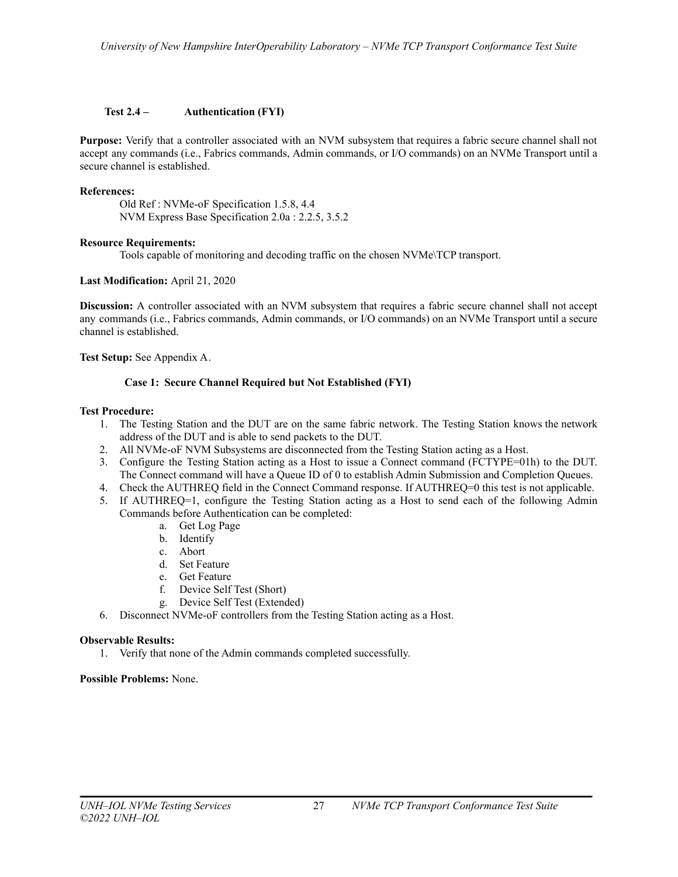### Test 2.4 – Authentication (FYI)

**Purpose:** Verify that a controller associated with an NVM subsystem that requires a fabric secure channel shall not accept any commands (i.e., Fabrics commands, Admin commands, or I/O commands) on an NVMe Transport until a secure channel is established.

**References:**

Old Ref : NVMe-oF Specification 1.5.8, 4.4
NVM Express Base Specification 2.0a : 2.2.5, 3.5.2

**Resource Requirements:**

Tools capable of monitoring and decoding traffic on the chosen NVMe\TCP transport.

**Last Modification:** April 21, 2020

**Discussion:** A controller associated with an NVM subsystem that requires a fabric secure channel shall not accept any commands (i.e., Fabrics commands, Admin commands, or I/O commands) on an NVMe Transport until a secure channel is established.

**Test Setup:** See Appendix A.

#### Case 1: Secure Channel Required but Not Established (FYI)

**Test Procedure:**

1. The Testing Station and the DUT are on the same fabric network. The Testing Station knows the network address of the DUT and is able to send packets to the DUT.
2. All NVMe-oF NVM Subsystems are disconnected from the Testing Station acting as a Host.
3. Configure the Testing Station acting as a Host to issue a Connect command (FCTYPE=01h) to the DUT. The Connect command will have a Queue ID of 0 to establish Admin Submission and Completion Queues.
4. Check the AUTHREQ field in the Connect Command response. If AUTHREQ=0 this test is not applicable.
5. If AUTHREQ=1, configure the Testing Station acting as a Host to send each of the following Admin Commands before Authentication can be completed:
    a. Get Log Page
    b. Identify
    c. Abort
    d. Set Feature
    e. Get Feature
    f. Device Self Test (Short)
    g. Device Self Test (Extended)
6. Disconnect NVMe-oF controllers from the Testing Station acting as a Host.

**Observable Results:**

1. Verify that none of the Admin commands completed successfully.

**Possible Problems:** None.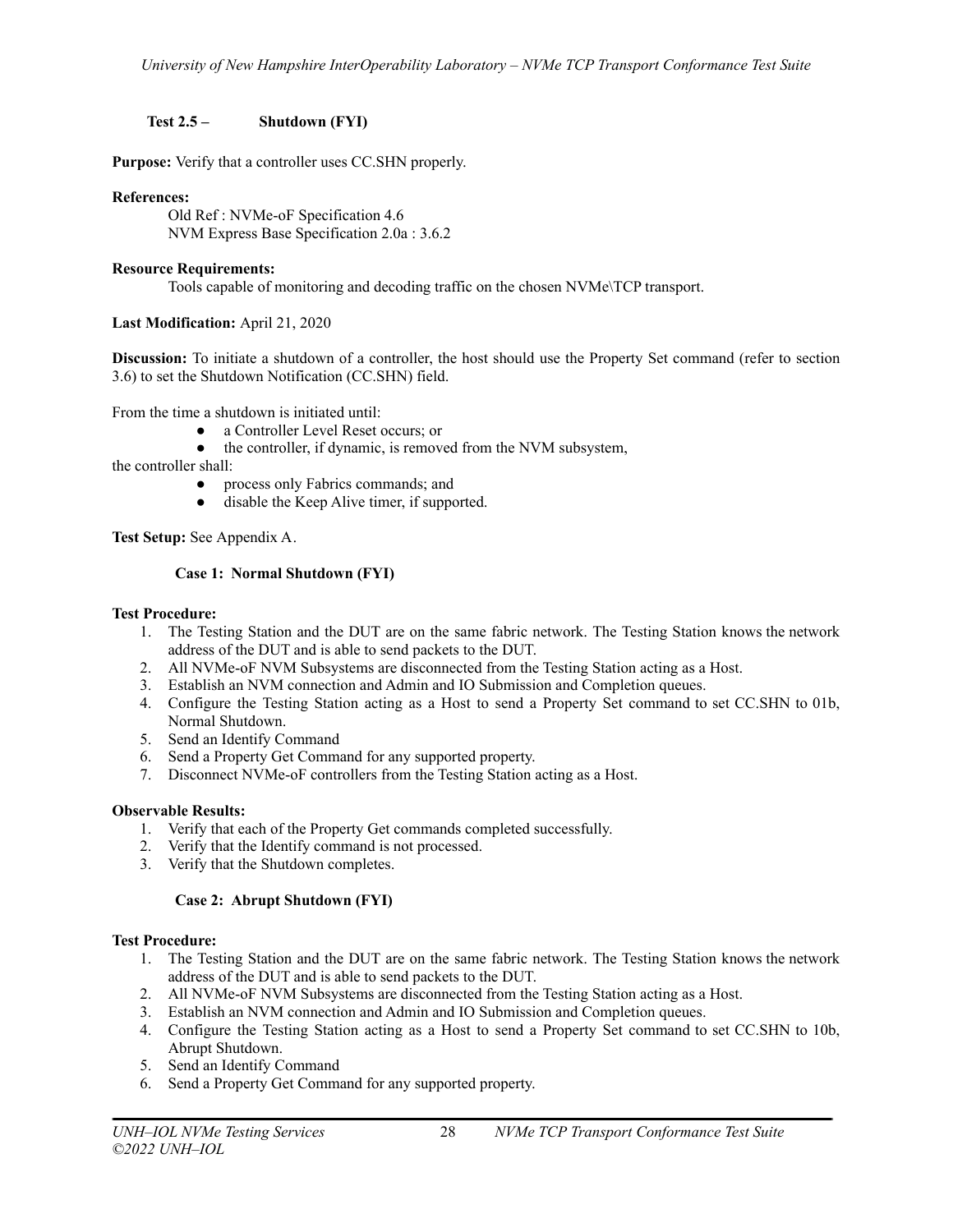### Test 2.5 – Shutdown (FYI)

**Purpose:** Verify that a controller uses CC.SHN properly.

**References:**

Old Ref : NVMe-oF Specification 4.6
NVM Express Base Specification 2.0a : 3.6.2

**Resource Requirements:**

Tools capable of monitoring and decoding traffic on the chosen NVMe\TCP transport.

**Last Modification:** April 21, 2020

**Discussion:** To initiate a shutdown of a controller, the host should use the Property Set command (refer to section 3.6) to set the Shutdown Notification (CC.SHN) field.

From the time a shutdown is initiated until:

- a Controller Level Reset occurs; or
- the controller, if dynamic, is removed from the NVM subsystem,

the controller shall:

- process only Fabrics commands; and
- disable the Keep Alive timer, if supported.

**Test Setup:** See Appendix A.

#### Case 1: Normal Shutdown (FYI)

**Test Procedure:**

1. The Testing Station and the DUT are on the same fabric network. The Testing Station knows the network address of the DUT and is able to send packets to the DUT.
2. All NVMe-oF NVM Subsystems are disconnected from the Testing Station acting as a Host.
3. Establish an NVM connection and Admin and IO Submission and Completion queues.
4. Configure the Testing Station acting as a Host to send a Property Set command to set CC.SHN to 01b, Normal Shutdown.
5. Send an Identify Command
6. Send a Property Get Command for any supported property.
7. Disconnect NVMe-oF controllers from the Testing Station acting as a Host.

**Observable Results:**

1. Verify that each of the Property Get commands completed successfully.
2. Verify that the Identify command is not processed.
3. Verify that the Shutdown completes.

#### Case 2: Abrupt Shutdown (FYI)

**Test Procedure:**

1. The Testing Station and the DUT are on the same fabric network. The Testing Station knows the network address of the DUT and is able to send packets to the DUT.
2. All NVMe-oF NVM Subsystems are disconnected from the Testing Station acting as a Host.
3. Establish an NVM connection and Admin and IO Submission and Completion queues.
4. Configure the Testing Station acting as a Host to send a Property Set command to set CC.SHN to 10b, Abrupt Shutdown.
5. Send an Identify Command
6. Send a Property Get Command for any supported property.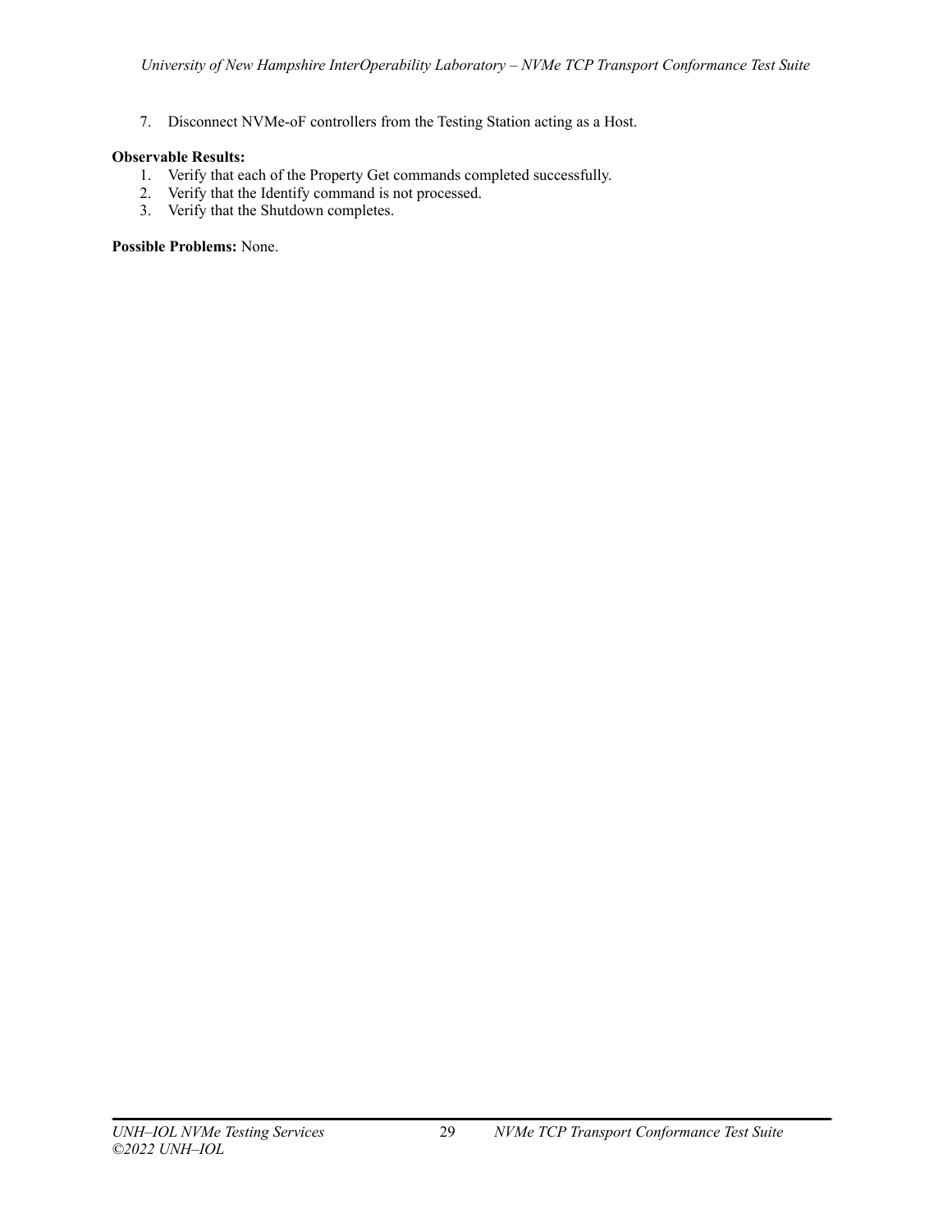7. Disconnect NVMe-oF controllers from the Testing Station acting as a Host.

**Observable Results:**

1. Verify that each of the Property Get commands completed successfully.
2. Verify that the Identify command is not processed.
3. Verify that the Shutdown completes.

**Possible Problems:** None.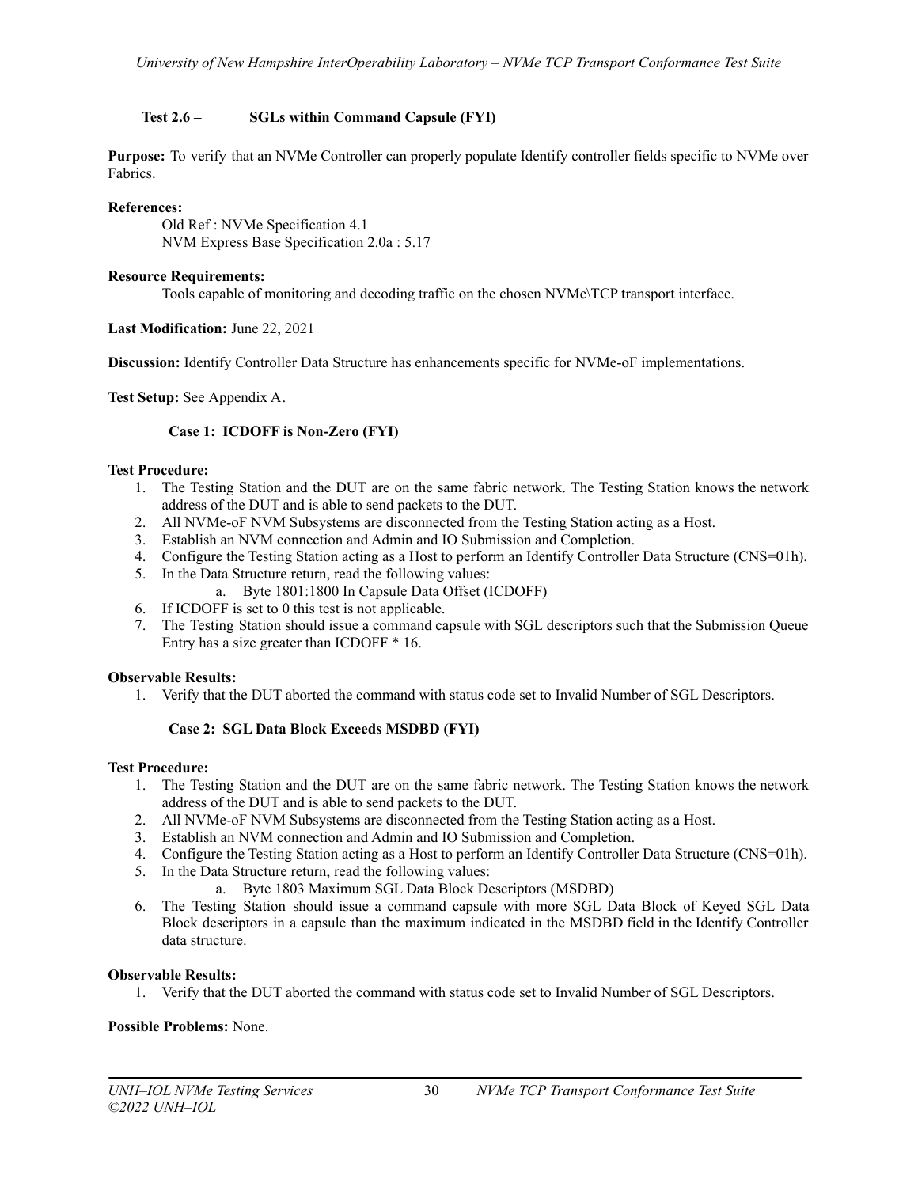### Test 2.6 – SGLs within Command Capsule (FYI)

**Purpose:** To verify that an NVMe Controller can properly populate Identify controller fields specific to NVMe over Fabrics.

**References:**

Old Ref : NVMe Specification 4.1
NVM Express Base Specification 2.0a : 5.17

**Resource Requirements:**

Tools capable of monitoring and decoding traffic on the chosen NVMe\TCP transport interface.

**Last Modification:** June 22, 2021

**Discussion:** Identify Controller Data Structure has enhancements specific for NVMe-oF implementations.

**Test Setup:** See Appendix A.

#### Case 1: ICDOFF is Non-Zero (FYI)

**Test Procedure:**

1. The Testing Station and the DUT are on the same fabric network. The Testing Station knows the network address of the DUT and is able to send packets to the DUT.
2. All NVMe-oF NVM Subsystems are disconnected from the Testing Station acting as a Host.
3. Establish an NVM connection and Admin and IO Submission and Completion.
4. Configure the Testing Station acting as a Host to perform an Identify Controller Data Structure (CNS=01h).
5. In the Data Structure return, read the following values:
   a. Byte 1801:1800 In Capsule Data Offset (ICDOFF)
6. If ICDOFF is set to 0 this test is not applicable.
7. The Testing Station should issue a command capsule with SGL descriptors such that the Submission Queue Entry has a size greater than ICDOFF * 16.

**Observable Results:**

1. Verify that the DUT aborted the command with status code set to Invalid Number of SGL Descriptors.

#### Case 2: SGL Data Block Exceeds MSDBD (FYI)

**Test Procedure:**

1. The Testing Station and the DUT are on the same fabric network. The Testing Station knows the network address of the DUT and is able to send packets to the DUT.
2. All NVMe-oF NVM Subsystems are disconnected from the Testing Station acting as a Host.
3. Establish an NVM connection and Admin and IO Submission and Completion.
4. Configure the Testing Station acting as a Host to perform an Identify Controller Data Structure (CNS=01h).
5. In the Data Structure return, read the following values:
   a. Byte 1803 Maximum SGL Data Block Descriptors (MSDBD)
6. The Testing Station should issue a command capsule with more SGL Data Block of Keyed SGL Data Block descriptors in a capsule than the maximum indicated in the MSDBD field in the Identify Controller data structure.

**Observable Results:**

1. Verify that the DUT aborted the command with status code set to Invalid Number of SGL Descriptors.

**Possible Problems:** None.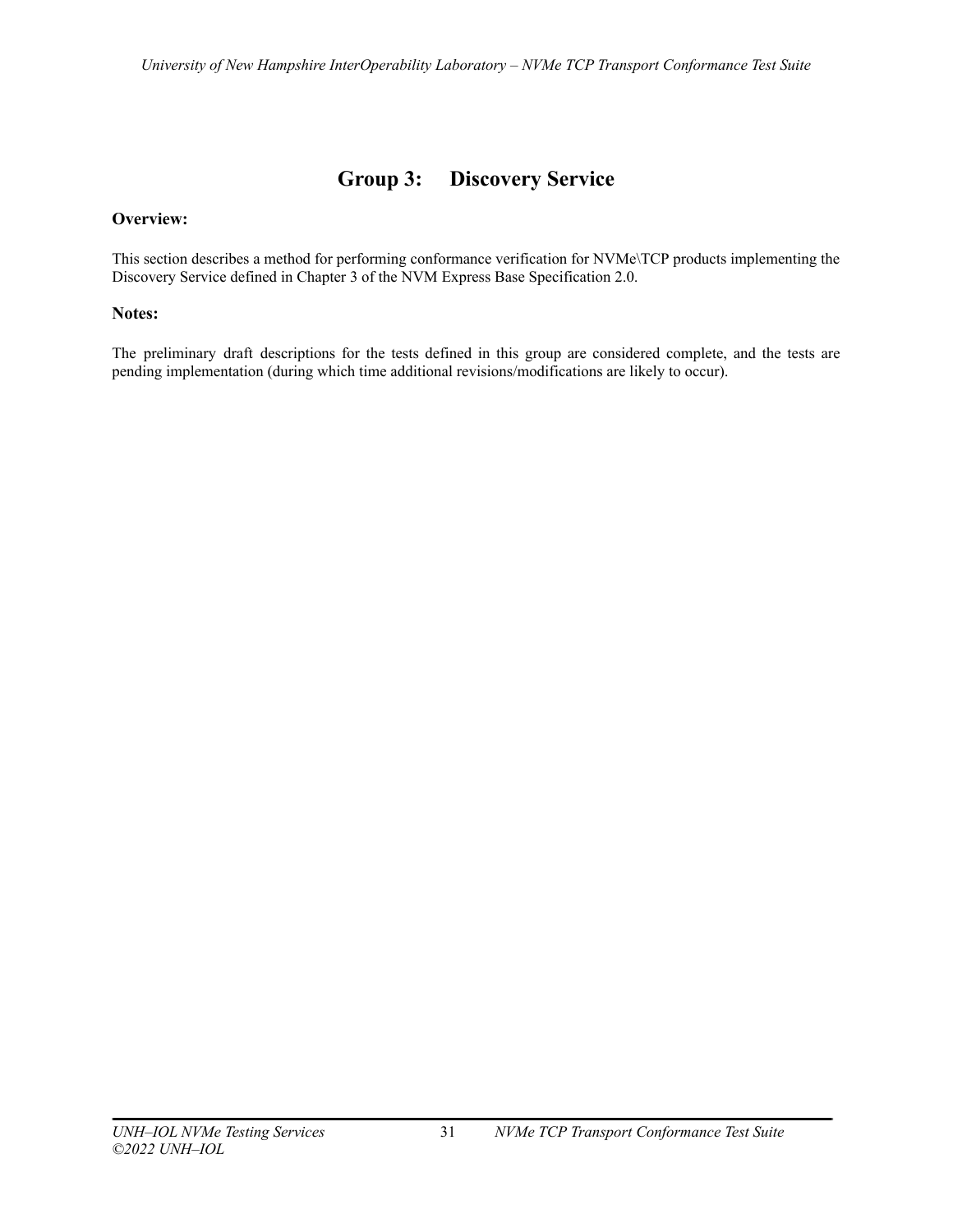# Group 3: Discovery Service

**Overview:**

This section describes a method for performing conformance verification for NVMe\TCP products implementing the Discovery Service defined in Chapter 3 of the NVM Express Base Specification 2.0.

**Notes:**

The preliminary draft descriptions for the tests defined in this group are considered complete, and the tests are pending implementation (during which time additional revisions/modifications are likely to occur).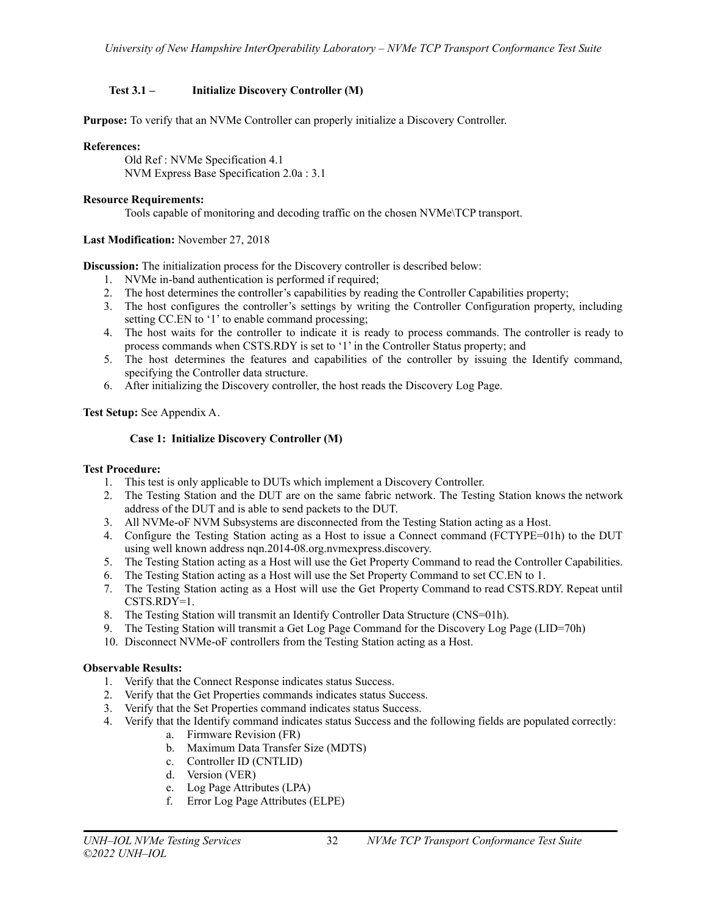### Test 3.1 – Initialize Discovery Controller (M)

**Purpose:** To verify that an NVMe Controller can properly initialize a Discovery Controller.

**References:**

Old Ref : NVMe Specification 4.1
NVM Express Base Specification 2.0a : 3.1

**Resource Requirements:**

Tools capable of monitoring and decoding traffic on the chosen NVMe\TCP transport.

**Last Modification:** November 27, 2018

**Discussion:** The initialization process for the Discovery controller is described below:

1. NVMe in-band authentication is performed if required;
2. The host determines the controller's capabilities by reading the Controller Capabilities property;
3. The host configures the controller's settings by writing the Controller Configuration property, including setting CC.EN to '1' to enable command processing;
4. The host waits for the controller to indicate it is ready to process commands. The controller is ready to process commands when CSTS.RDY is set to '1' in the Controller Status property; and
5. The host determines the features and capabilities of the controller by issuing the Identify command, specifying the Controller data structure.
6. After initializing the Discovery controller, the host reads the Discovery Log Page.

**Test Setup:** See Appendix A.

#### Case 1: Initialize Discovery Controller (M)

**Test Procedure:**

1. This test is only applicable to DUTs which implement a Discovery Controller.
2. The Testing Station and the DUT are on the same fabric network. The Testing Station knows the network address of the DUT and is able to send packets to the DUT.
3. All NVMe-oF NVM Subsystems are disconnected from the Testing Station acting as a Host.
4. Configure the Testing Station acting as a Host to issue a Connect command (FCTYPE=01h) to the DUT using well known address nqn.2014-08.org.nvmexpress.discovery.
5. The Testing Station acting as a Host will use the Get Property Command to read the Controller Capabilities.
6. The Testing Station acting as a Host will use the Set Property Command to set CC.EN to 1.
7. The Testing Station acting as a Host will use the Get Property Command to read CSTS.RDY. Repeat until CSTS.RDY=1.
8. The Testing Station will transmit an Identify Controller Data Structure (CNS=01h).
9. The Testing Station will transmit a Get Log Page Command for the Discovery Log Page (LID=70h)
10. Disconnect NVMe-oF controllers from the Testing Station acting as a Host.

**Observable Results:**

1. Verify that the Connect Response indicates status Success.
2. Verify that the Get Properties commands indicates status Success.
3. Verify that the Set Properties command indicates status Success.
4. Verify that the Identify command indicates status Success and the following fields are populated correctly:
   a. Firmware Revision (FR)
   b. Maximum Data Transfer Size (MDTS)
   c. Controller ID (CNTLID)
   d. Version (VER)
   e. Log Page Attributes (LPA)
   f. Error Log Page Attributes (ELPE)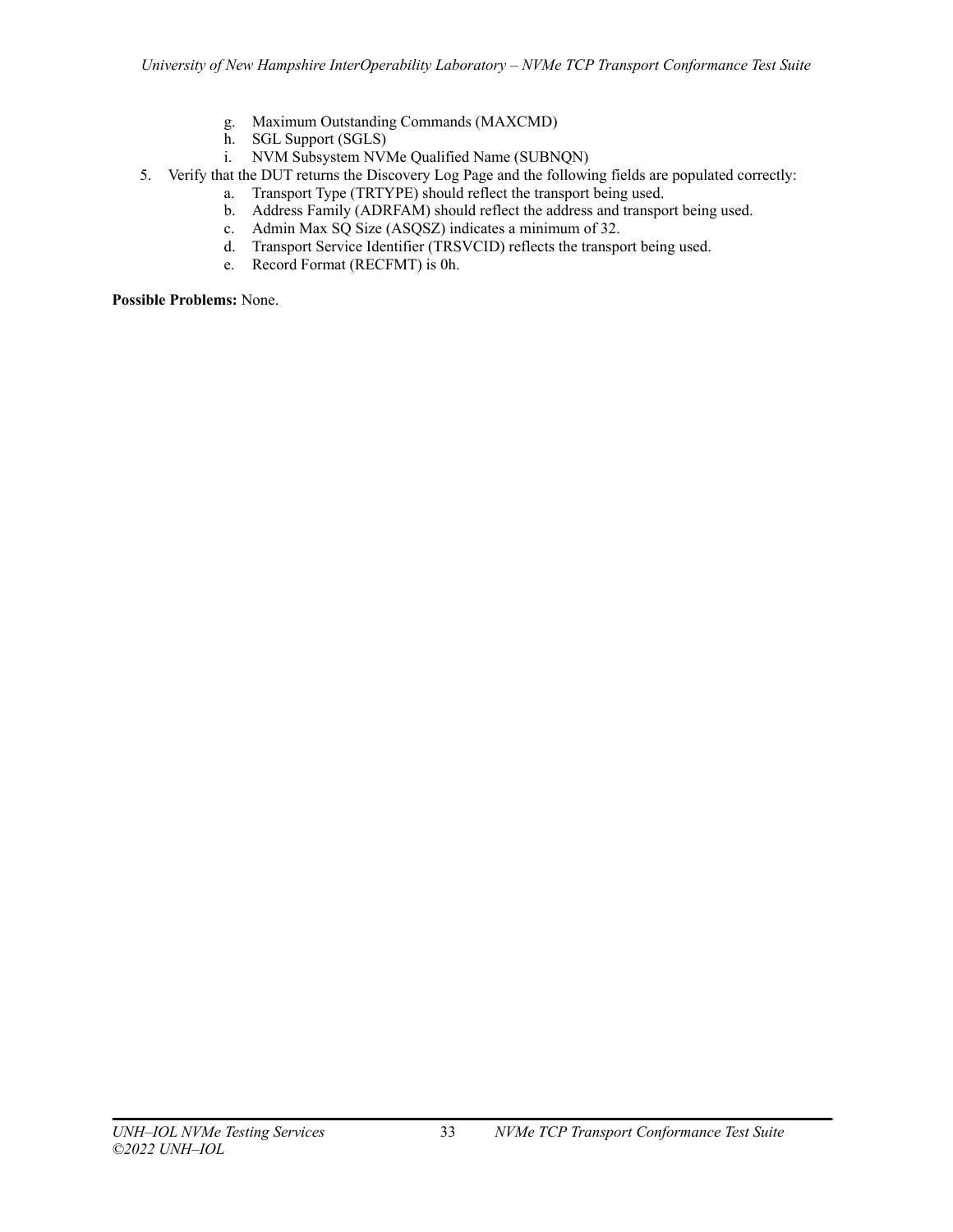g. Maximum Outstanding Commands (MAXCMD)
    h. SGL Support (SGLS)
    i. NVM Subsystem NVMe Qualified Name (SUBNQN)

5. Verify that the DUT returns the Discovery Log Page and the following fields are populated correctly:
    a. Transport Type (TRTYPE) should reflect the transport being used.
    b. Address Family (ADRFAM) should reflect the address and transport being used.
    c. Admin Max SQ Size (ASQSZ) indicates a minimum of 32.
    d. Transport Service Identifier (TRSVCID) reflects the transport being used.
    e. Record Format (RECFMT) is 0h.

**Possible Problems:** None.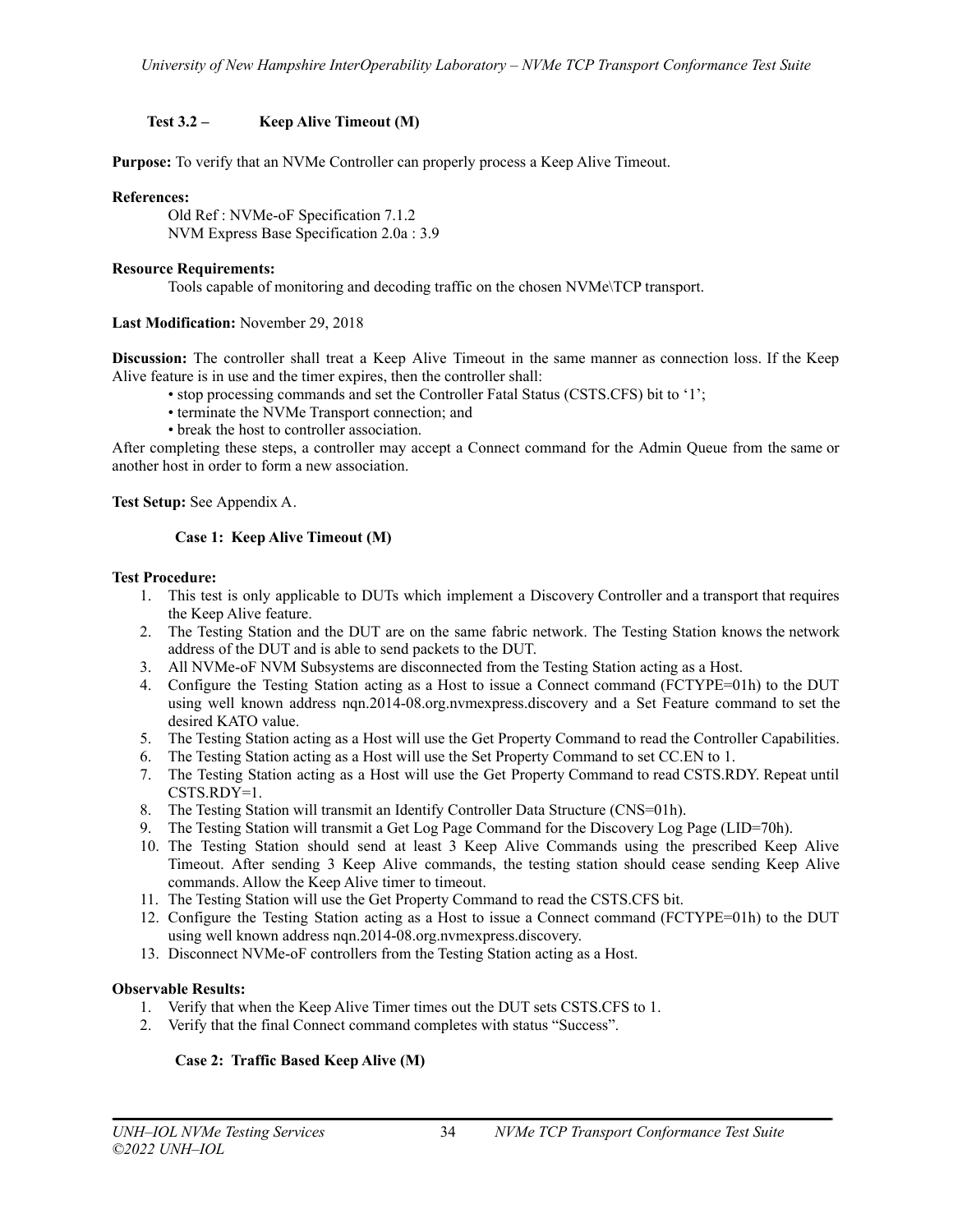### Test 3.2 – Keep Alive Timeout (M)

**Purpose:** To verify that an NVMe Controller can properly process a Keep Alive Timeout.

**References:**

Old Ref : NVMe-oF Specification 7.1.2
NVM Express Base Specification 2.0a : 3.9

**Resource Requirements:**

Tools capable of monitoring and decoding traffic on the chosen NVMe\TCP transport.

**Last Modification:** November 29, 2018

**Discussion:** The controller shall treat a Keep Alive Timeout in the same manner as connection loss. If the Keep Alive feature is in use and the timer expires, then the controller shall:

- stop processing commands and set the Controller Fatal Status (CSTS.CFS) bit to '1';
- terminate the NVMe Transport connection; and
- break the host to controller association.

After completing these steps, a controller may accept a Connect command for the Admin Queue from the same or another host in order to form a new association.

**Test Setup:** See Appendix A.

#### Case 1: Keep Alive Timeout (M)

**Test Procedure:**

1. This test is only applicable to DUTs which implement a Discovery Controller and a transport that requires the Keep Alive feature.
2. The Testing Station and the DUT are on the same fabric network. The Testing Station knows the network address of the DUT and is able to send packets to the DUT.
3. All NVMe-oF NVM Subsystems are disconnected from the Testing Station acting as a Host.
4. Configure the Testing Station acting as a Host to issue a Connect command (FCTYPE=01h) to the DUT using well known address nqn.2014-08.org.nvmexpress.discovery and a Set Feature command to set the desired KATO value.
5. The Testing Station acting as a Host will use the Get Property Command to read the Controller Capabilities.
6. The Testing Station acting as a Host will use the Set Property Command to set CC.EN to 1.
7. The Testing Station acting as a Host will use the Get Property Command to read CSTS.RDY. Repeat until CSTS.RDY=1.
8. The Testing Station will transmit an Identify Controller Data Structure (CNS=01h).
9. The Testing Station will transmit a Get Log Page Command for the Discovery Log Page (LID=70h).
10. The Testing Station should send at least 3 Keep Alive Commands using the prescribed Keep Alive Timeout. After sending 3 Keep Alive commands, the testing station should cease sending Keep Alive commands. Allow the Keep Alive timer to timeout.
11. The Testing Station will use the Get Property Command to read the CSTS.CFS bit.
12. Configure the Testing Station acting as a Host to issue a Connect command (FCTYPE=01h) to the DUT using well known address nqn.2014-08.org.nvmexpress.discovery.
13. Disconnect NVMe-oF controllers from the Testing Station acting as a Host.

**Observable Results:**

1. Verify that when the Keep Alive Timer times out the DUT sets CSTS.CFS to 1.
2. Verify that the final Connect command completes with status "Success".

#### Case 2: Traffic Based Keep Alive (M)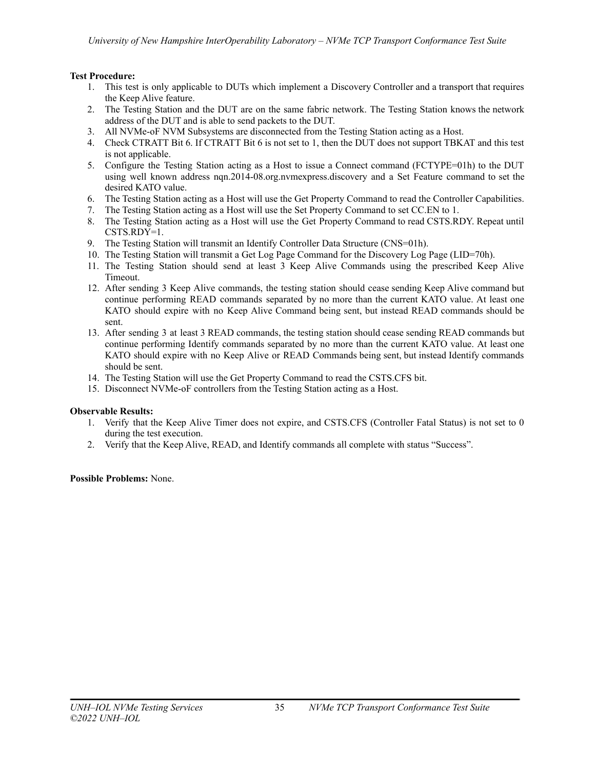**Test Procedure:**

1. This test is only applicable to DUTs which implement a Discovery Controller and a transport that requires the Keep Alive feature.
2. The Testing Station and the DUT are on the same fabric network. The Testing Station knows the network address of the DUT and is able to send packets to the DUT.
3. All NVMe-oF NVM Subsystems are disconnected from the Testing Station acting as a Host.
4. Check CTRATT Bit 6. If CTRATT Bit 6 is not set to 1, then the DUT does not support TBKAT and this test is not applicable.
5. Configure the Testing Station acting as a Host to issue a Connect command (FCTYPE=01h) to the DUT using well known address nqn.2014-08.org.nvmexpress.discovery and a Set Feature command to set the desired KATO value.
6. The Testing Station acting as a Host will use the Get Property Command to read the Controller Capabilities.
7. The Testing Station acting as a Host will use the Set Property Command to set CC.EN to 1.
8. The Testing Station acting as a Host will use the Get Property Command to read CSTS.RDY. Repeat until CSTS.RDY=1.
9. The Testing Station will transmit an Identify Controller Data Structure (CNS=01h).
10. The Testing Station will transmit a Get Log Page Command for the Discovery Log Page (LID=70h).
11. The Testing Station should send at least 3 Keep Alive Commands using the prescribed Keep Alive Timeout.
12. After sending 3 Keep Alive commands, the testing station should cease sending Keep Alive command but continue performing READ commands separated by no more than the current KATO value. At least one KATO should expire with no Keep Alive Command being sent, but instead READ commands should be sent.
13. After sending 3 at least 3 READ commands, the testing station should cease sending READ commands but continue performing Identify commands separated by no more than the current KATO value. At least one KATO should expire with no Keep Alive or READ Commands being sent, but instead Identify commands should be sent.
14. The Testing Station will use the Get Property Command to read the CSTS.CFS bit.
15. Disconnect NVMe-oF controllers from the Testing Station acting as a Host.

**Observable Results:**

1. Verify that the Keep Alive Timer does not expire, and CSTS.CFS (Controller Fatal Status) is not set to 0 during the test execution.
2. Verify that the Keep Alive, READ, and Identify commands all complete with status "Success".

**Possible Problems:** None.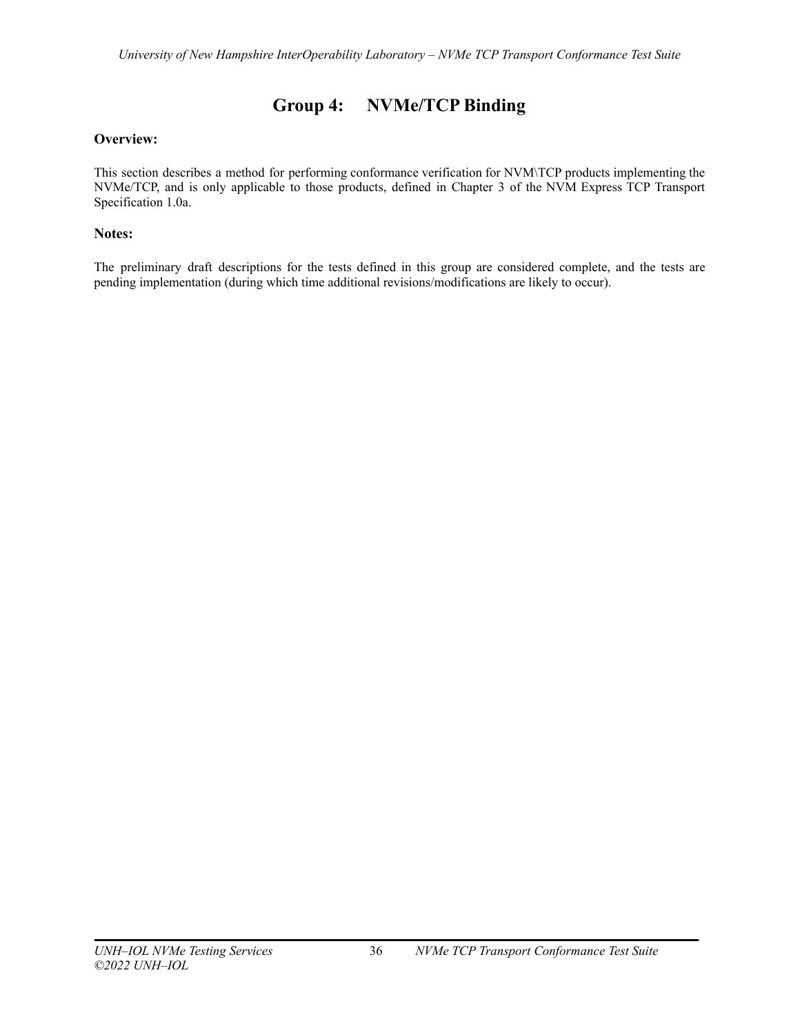# Group 4: NVMe/TCP Binding

**Overview:**

This section describes a method for performing conformance verification for NVM\TCP products implementing the NVMe/TCP, and is only applicable to those products, defined in Chapter 3 of the NVM Express TCP Transport Specification 1.0a.

**Notes:**

The preliminary draft descriptions for the tests defined in this group are considered complete, and the tests are pending implementation (during which time additional revisions/modifications are likely to occur).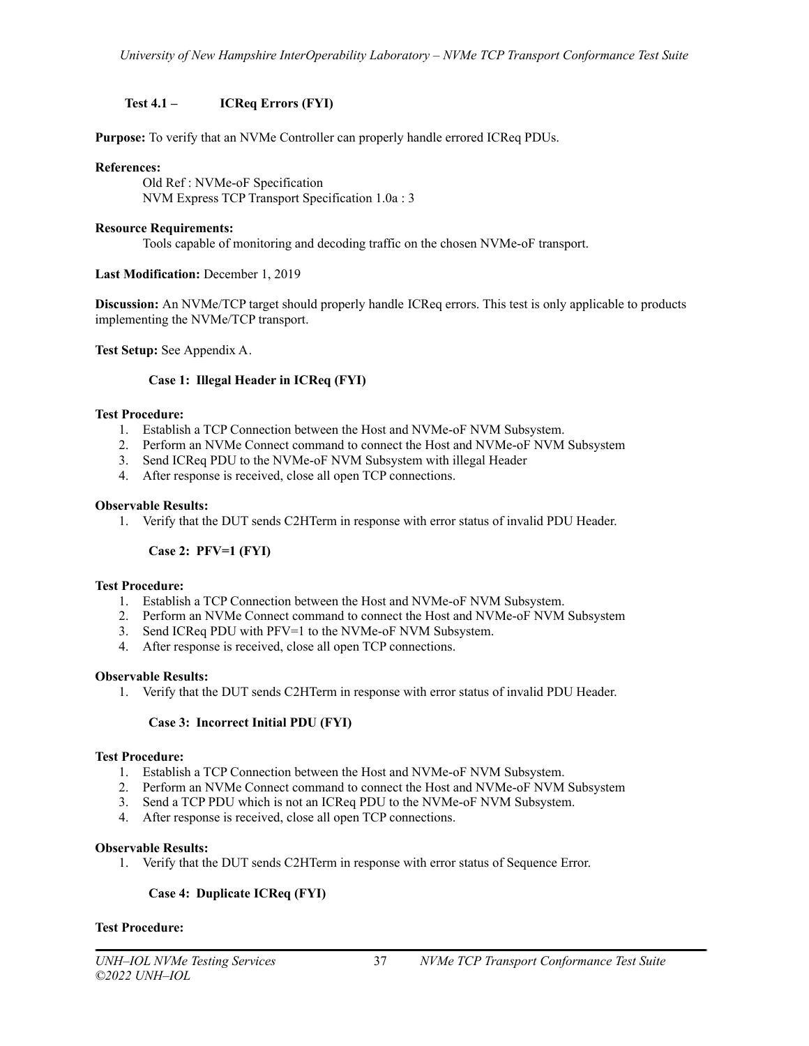## Test 4.1 – ICReq Errors (FYI)

**Purpose:** To verify that an NVMe Controller can properly handle errored ICReq PDUs.

**References:**

Old Ref : NVMe-oF Specification
NVM Express TCP Transport Specification 1.0a : 3

**Resource Requirements:**

Tools capable of monitoring and decoding traffic on the chosen NVMe-oF transport.

**Last Modification:** December 1, 2019

**Discussion:** An NVMe/TCP target should properly handle ICReq errors. This test is only applicable to products implementing the NVMe/TCP transport.

**Test Setup:** See Appendix A.

### Case 1: Illegal Header in ICReq (FYI)

**Test Procedure:**

1. Establish a TCP Connection between the Host and NVMe-oF NVM Subsystem.
2. Perform an NVMe Connect command to connect the Host and NVMe-oF NVM Subsystem
3. Send ICReq PDU to the NVMe-oF NVM Subsystem with illegal Header
4. After response is received, close all open TCP connections.

**Observable Results:**

1. Verify that the DUT sends C2HTerm in response with error status of invalid PDU Header.

### Case 2: PFV=1 (FYI)

**Test Procedure:**

1. Establish a TCP Connection between the Host and NVMe-oF NVM Subsystem.
2. Perform an NVMe Connect command to connect the Host and NVMe-oF NVM Subsystem
3. Send ICReq PDU with PFV=1 to the NVMe-oF NVM Subsystem.
4. After response is received, close all open TCP connections.

**Observable Results:**

1. Verify that the DUT sends C2HTerm in response with error status of invalid PDU Header.

### Case 3: Incorrect Initial PDU (FYI)

**Test Procedure:**

1. Establish a TCP Connection between the Host and NVMe-oF NVM Subsystem.
2. Perform an NVMe Connect command to connect the Host and NVMe-oF NVM Subsystem
3. Send a TCP PDU which is not an ICReq PDU to the NVMe-oF NVM Subsystem.
4. After response is received, close all open TCP connections.

**Observable Results:**

1. Verify that the DUT sends C2HTerm in response with error status of Sequence Error.

### Case 4: Duplicate ICReq (FYI)

**Test Procedure:**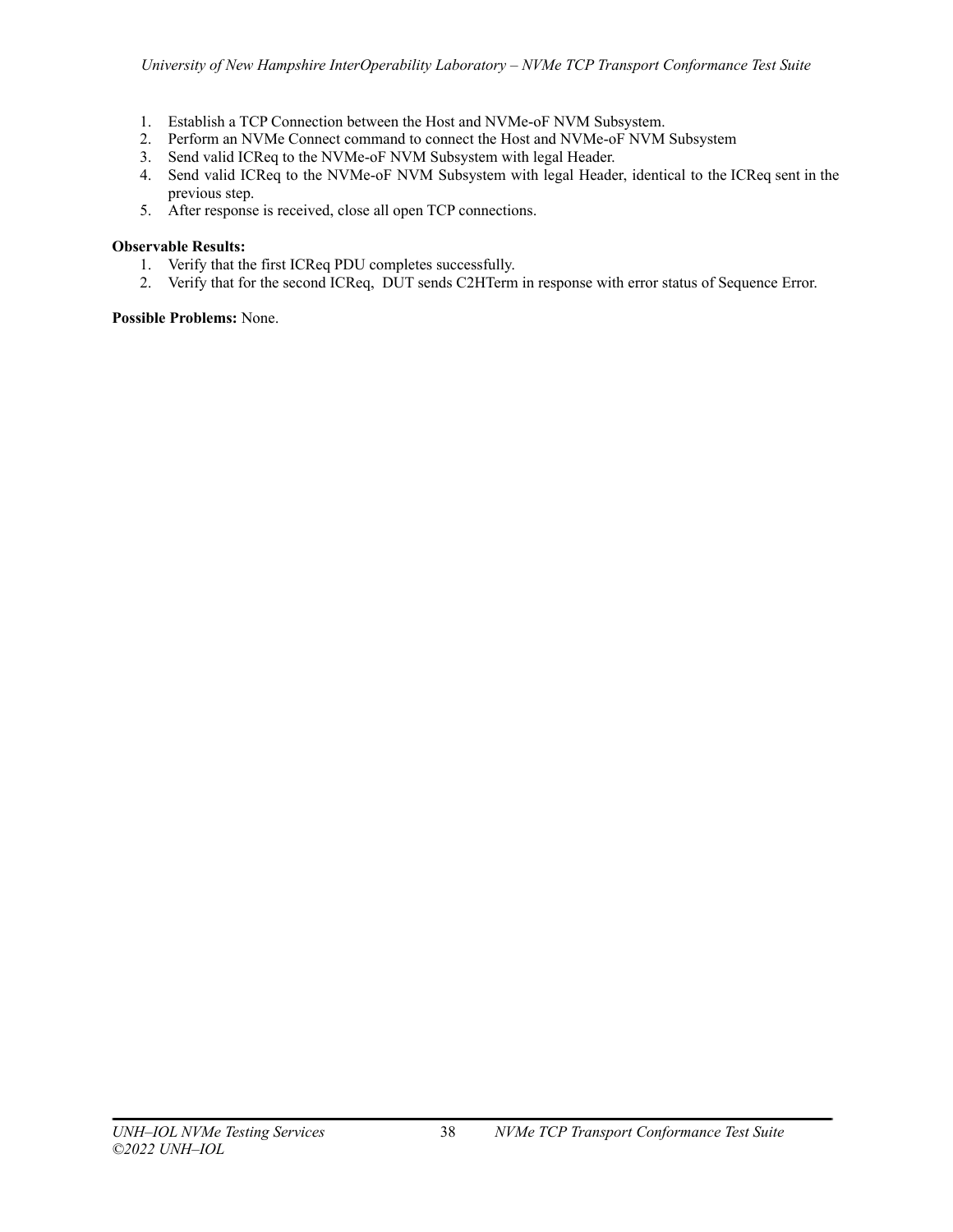1. Establish a TCP Connection between the Host and NVMe-oF NVM Subsystem.
2. Perform an NVMe Connect command to connect the Host and NVMe-oF NVM Subsystem
3. Send valid ICReq to the NVMe-oF NVM Subsystem with legal Header.
4. Send valid ICReq to the NVMe-oF NVM Subsystem with legal Header, identical to the ICReq sent in the previous step.
5. After response is received, close all open TCP connections.

**Observable Results:**

1. Verify that the first ICReq PDU completes successfully.
2. Verify that for the second ICReq, DUT sends C2HTerm in response with error status of Sequence Error.

**Possible Problems:** None.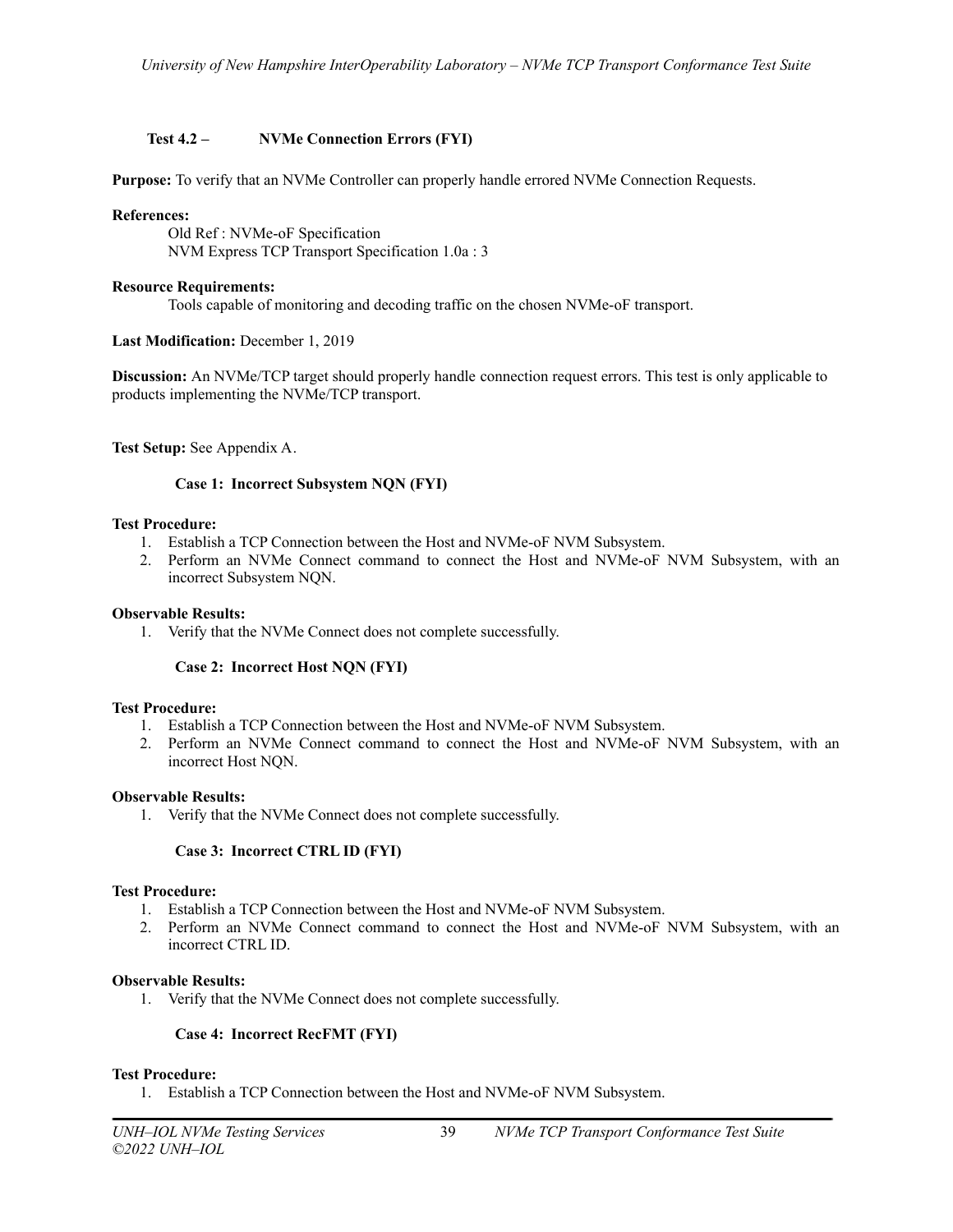### Test 4.2 – NVMe Connection Errors (FYI)

**Purpose:** To verify that an NVMe Controller can properly handle errored NVMe Connection Requests.

**References:**

Old Ref : NVMe-oF Specification
NVM Express TCP Transport Specification 1.0a : 3

**Resource Requirements:**

Tools capable of monitoring and decoding traffic on the chosen NVMe-oF transport.

**Last Modification:** December 1, 2019

**Discussion:** An NVMe/TCP target should properly handle connection request errors. This test is only applicable to products implementing the NVMe/TCP transport.

**Test Setup:** See Appendix A.

#### Case 1: Incorrect Subsystem NQN (FYI)

**Test Procedure:**

1. Establish a TCP Connection between the Host and NVMe-oF NVM Subsystem.
2. Perform an NVMe Connect command to connect the Host and NVMe-oF NVM Subsystem, with an incorrect Subsystem NQN.

**Observable Results:**

1. Verify that the NVMe Connect does not complete successfully.

#### Case 2: Incorrect Host NQN (FYI)

**Test Procedure:**

1. Establish a TCP Connection between the Host and NVMe-oF NVM Subsystem.
2. Perform an NVMe Connect command to connect the Host and NVMe-oF NVM Subsystem, with an incorrect Host NQN.

**Observable Results:**

1. Verify that the NVMe Connect does not complete successfully.

#### Case 3: Incorrect CTRL ID (FYI)

**Test Procedure:**

1. Establish a TCP Connection between the Host and NVMe-oF NVM Subsystem.
2. Perform an NVMe Connect command to connect the Host and NVMe-oF NVM Subsystem, with an incorrect CTRL ID.

**Observable Results:**

1. Verify that the NVMe Connect does not complete successfully.

#### Case 4: Incorrect RecFMT (FYI)

**Test Procedure:**

1. Establish a TCP Connection between the Host and NVMe-oF NVM Subsystem.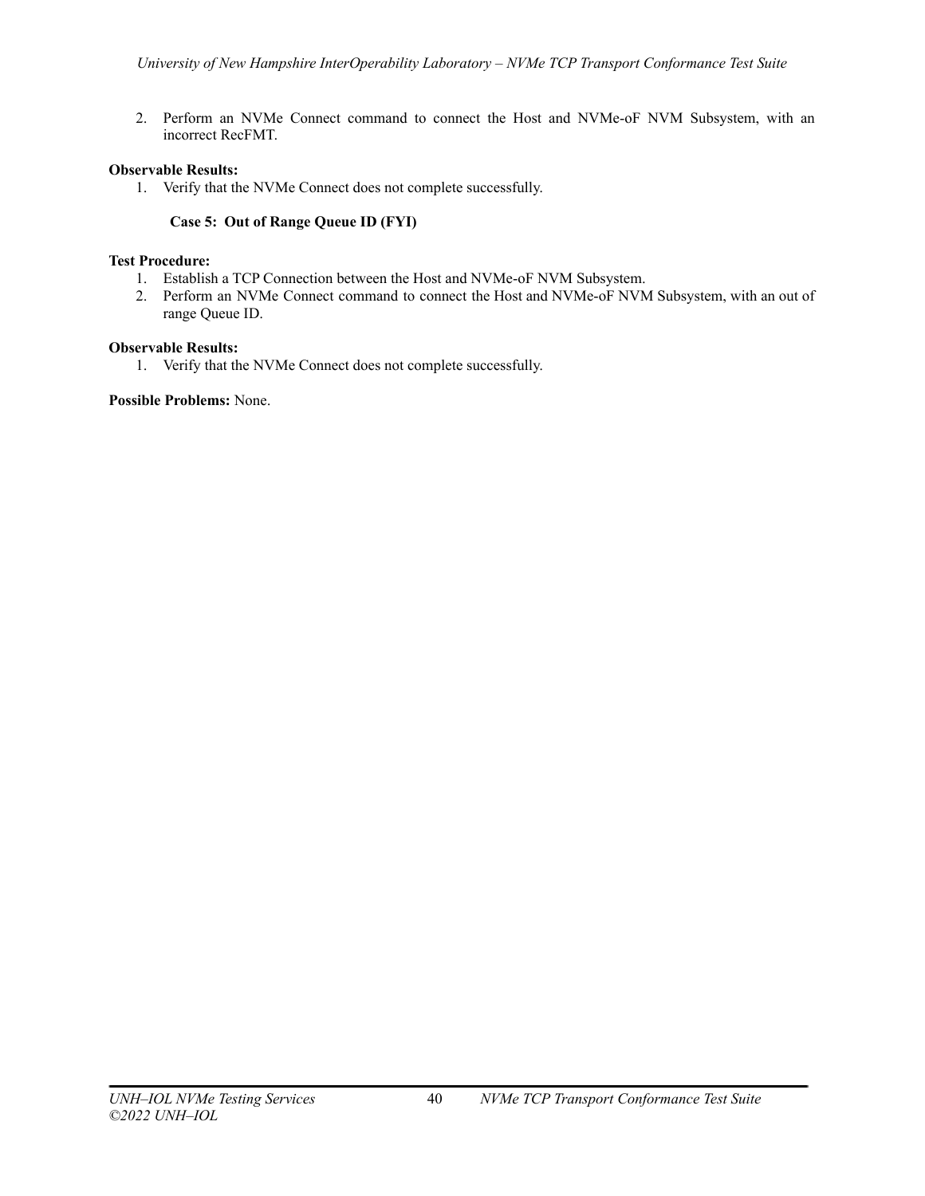2. Perform an NVMe Connect command to connect the Host and NVMe-oF NVM Subsystem, with an incorrect RecFMT.

**Observable Results:**

1. Verify that the NVMe Connect does not complete successfully.

**Case 5: Out of Range Queue ID (FYI)**

**Test Procedure:**

1. Establish a TCP Connection between the Host and NVMe-oF NVM Subsystem.
2. Perform an NVMe Connect command to connect the Host and NVMe-oF NVM Subsystem, with an out of range Queue ID.

**Observable Results:**

1. Verify that the NVMe Connect does not complete successfully.

**Possible Problems:** None.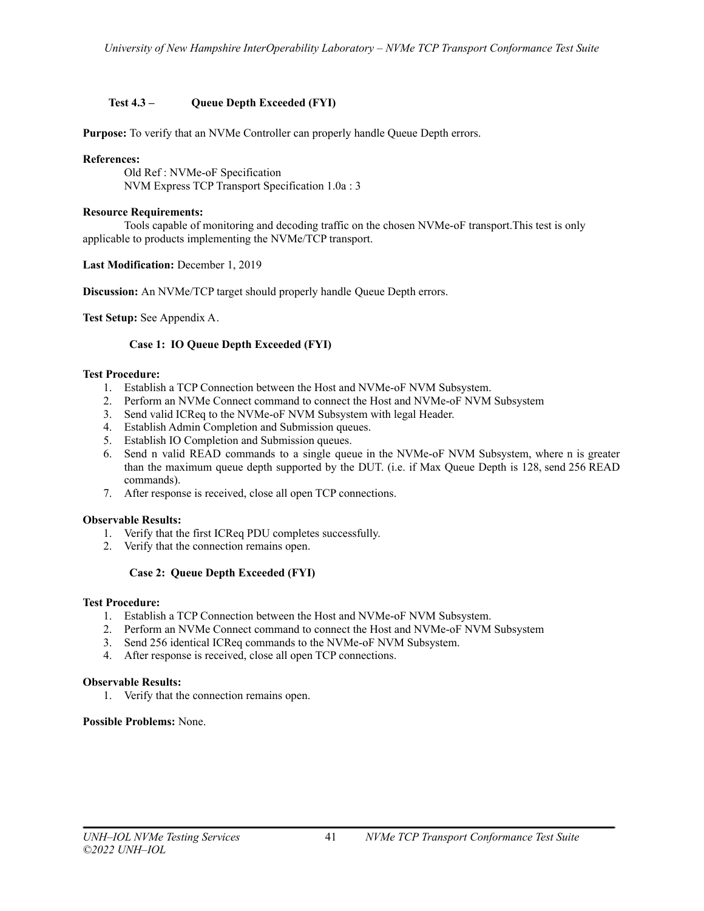### Test 4.3 – Queue Depth Exceeded (FYI)

**Purpose:** To verify that an NVMe Controller can properly handle Queue Depth errors.

**References:**

Old Ref : NVMe-oF Specification
NVM Express TCP Transport Specification 1.0a : 3

**Resource Requirements:**

Tools capable of monitoring and decoding traffic on the chosen NVMe-oF transport.This test is only applicable to products implementing the NVMe/TCP transport.

**Last Modification:** December 1, 2019

**Discussion:** An NVMe/TCP target should properly handle Queue Depth errors.

**Test Setup:** See Appendix A.

#### Case 1: IO Queue Depth Exceeded (FYI)

**Test Procedure:**

1. Establish a TCP Connection between the Host and NVMe-oF NVM Subsystem.
2. Perform an NVMe Connect command to connect the Host and NVMe-oF NVM Subsystem
3. Send valid ICReq to the NVMe-oF NVM Subsystem with legal Header.
4. Establish Admin Completion and Submission queues.
5. Establish IO Completion and Submission queues.
6. Send n valid READ commands to a single queue in the NVMe-oF NVM Subsystem, where n is greater than the maximum queue depth supported by the DUT. (i.e. if Max Queue Depth is 128, send 256 READ commands).
7. After response is received, close all open TCP connections.

**Observable Results:**

1. Verify that the first ICReq PDU completes successfully.
2. Verify that the connection remains open.

#### Case 2: Queue Depth Exceeded (FYI)

**Test Procedure:**

1. Establish a TCP Connection between the Host and NVMe-oF NVM Subsystem.
2. Perform an NVMe Connect command to connect the Host and NVMe-oF NVM Subsystem
3. Send 256 identical ICReq commands to the NVMe-oF NVM Subsystem.
4. After response is received, close all open TCP connections.

**Observable Results:**

1. Verify that the connection remains open.

**Possible Problems:** None.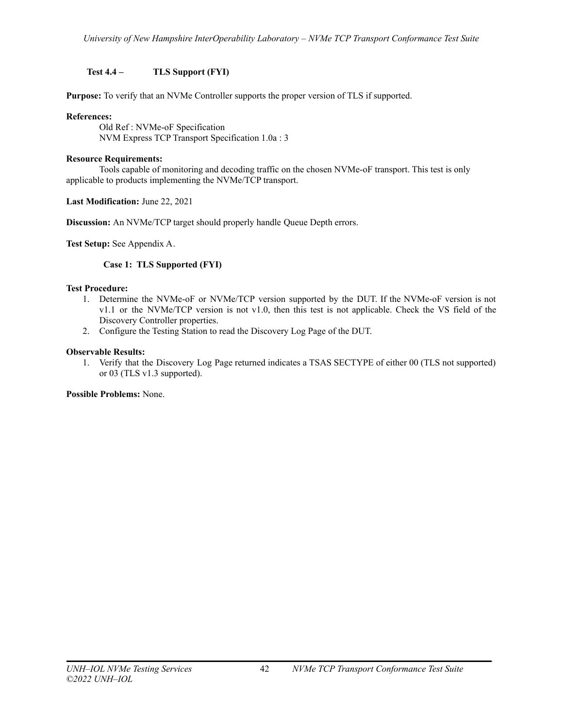### Test 4.4 – TLS Support (FYI)

**Purpose:** To verify that an NVMe Controller supports the proper version of TLS if supported.

**References:**

Old Ref : NVMe-oF Specification
NVM Express TCP Transport Specification 1.0a : 3

**Resource Requirements:**

Tools capable of monitoring and decoding traffic on the chosen NVMe-oF transport. This test is only applicable to products implementing the NVMe/TCP transport.

**Last Modification:** June 22, 2021

**Discussion:** An NVMe/TCP target should properly handle Queue Depth errors.

**Test Setup:** See Appendix A.

#### Case 1: TLS Supported (FYI)

**Test Procedure:**

1. Determine the NVMe-oF or NVMe/TCP version supported by the DUT. If the NVMe-oF version is not v1.1 or the NVMe/TCP version is not v1.0, then this test is not applicable. Check the VS field of the Discovery Controller properties.
2. Configure the Testing Station to read the Discovery Log Page of the DUT.

**Observable Results:**

1. Verify that the Discovery Log Page returned indicates a TSAS SECTYPE of either 00 (TLS not supported) or 03 (TLS v1.3 supported).

**Possible Problems:** None.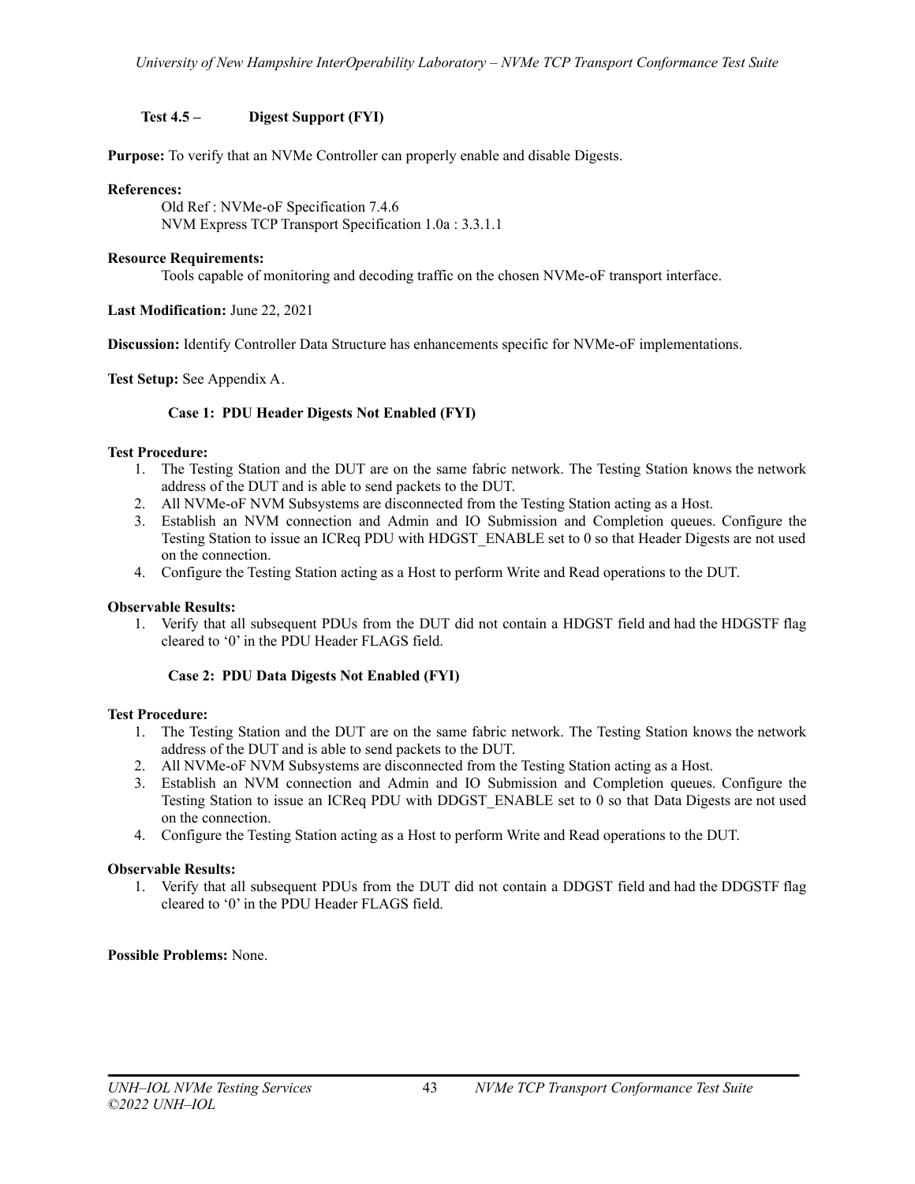### Test 4.5 – Digest Support (FYI)

**Purpose:** To verify that an NVMe Controller can properly enable and disable Digests.

**References:**

Old Ref : NVMe-oF Specification 7.4.6
NVM Express TCP Transport Specification 1.0a : 3.3.1.1

**Resource Requirements:**

Tools capable of monitoring and decoding traffic on the chosen NVMe-oF transport interface.

**Last Modification:** June 22, 2021

**Discussion:** Identify Controller Data Structure has enhancements specific for NVMe-oF implementations.

**Test Setup:** See Appendix A.

#### Case 1: PDU Header Digests Not Enabled (FYI)

**Test Procedure:**

1. The Testing Station and the DUT are on the same fabric network. The Testing Station knows the network address of the DUT and is able to send packets to the DUT.
2. All NVMe-oF NVM Subsystems are disconnected from the Testing Station acting as a Host.
3. Establish an NVM connection and Admin and IO Submission and Completion queues. Configure the Testing Station to issue an ICReq PDU with HDGST_ENABLE set to 0 so that Header Digests are not used on the connection.
4. Configure the Testing Station acting as a Host to perform Write and Read operations to the DUT.

**Observable Results:**

1. Verify that all subsequent PDUs from the DUT did not contain a HDGST field and had the HDGSTF flag cleared to '0' in the PDU Header FLAGS field.

#### Case 2: PDU Data Digests Not Enabled (FYI)

**Test Procedure:**

1. The Testing Station and the DUT are on the same fabric network. The Testing Station knows the network address of the DUT and is able to send packets to the DUT.
2. All NVMe-oF NVM Subsystems are disconnected from the Testing Station acting as a Host.
3. Establish an NVM connection and Admin and IO Submission and Completion queues. Configure the Testing Station to issue an ICReq PDU with DDGST_ENABLE set to 0 so that Data Digests are not used on the connection.
4. Configure the Testing Station acting as a Host to perform Write and Read operations to the DUT.

**Observable Results:**

1. Verify that all subsequent PDUs from the DUT did not contain a DDGST field and had the DDGSTF flag cleared to '0' in the PDU Header FLAGS field.

**Possible Problems:** None.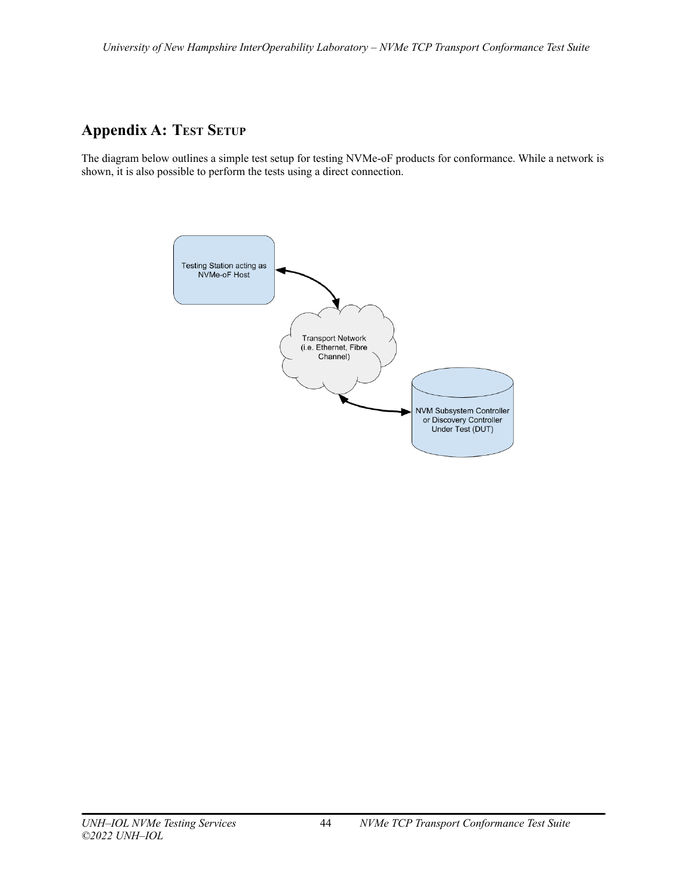## Appendix A: Test Setup

The diagram below outlines a simple test setup for testing NVMe-oF products for conformance. While a network is shown, it is also possible to perform the tests using a direct connection.

Testing Station acting as NVMe-oF Host

Transport Network (i.e. Ethernet, Fibre Channel)

NVM Subsystem Controller or Discovery Controller Under Test (DUT)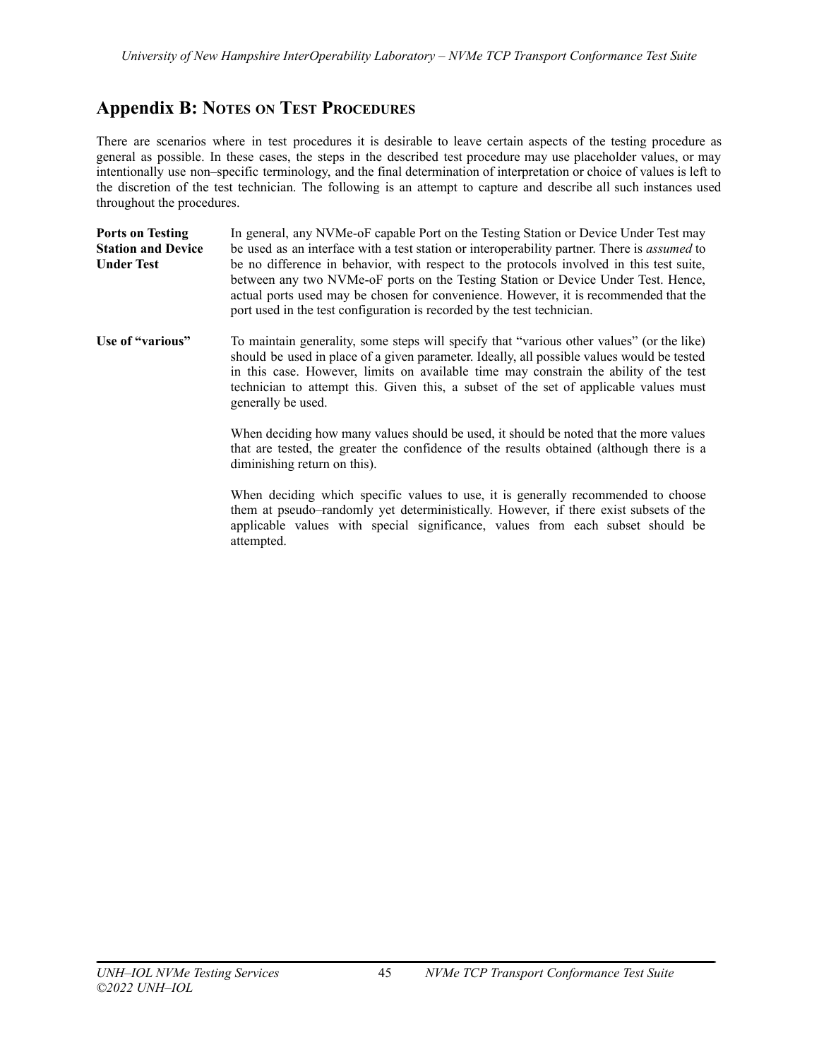# Appendix B: Notes on Test Procedures

There are scenarios where in test procedures it is desirable to leave certain aspects of the testing procedure as general as possible. In these cases, the steps in the described test procedure may use placeholder values, or may intentionally use non–specific terminology, and the final determination of interpretation or choice of values is left to the discretion of the test technician. The following is an attempt to capture and describe all such instances used throughout the procedures.

**Ports on Testing Station and Device Under Test**

In general, any NVMe-oF capable Port on the Testing Station or Device Under Test may be used as an interface with a test station or interoperability partner. There is *assumed* to be no difference in behavior, with respect to the protocols involved in this test suite, between any two NVMe-oF ports on the Testing Station or Device Under Test. Hence, actual ports used may be chosen for convenience. However, it is recommended that the port used in the test configuration is recorded by the test technician.

**Use of "various"**

To maintain generality, some steps will specify that "various other values" (or the like) should be used in place of a given parameter. Ideally, all possible values would be tested in this case. However, limits on available time may constrain the ability of the test technician to attempt this. Given this, a subset of the set of applicable values must generally be used.

When deciding how many values should be used, it should be noted that the more values that are tested, the greater the confidence of the results obtained (although there is a diminishing return on this).

When deciding which specific values to use, it is generally recommended to choose them at pseudo–randomly yet deterministically. However, if there exist subsets of the applicable values with special significance, values from each subset should be attempted.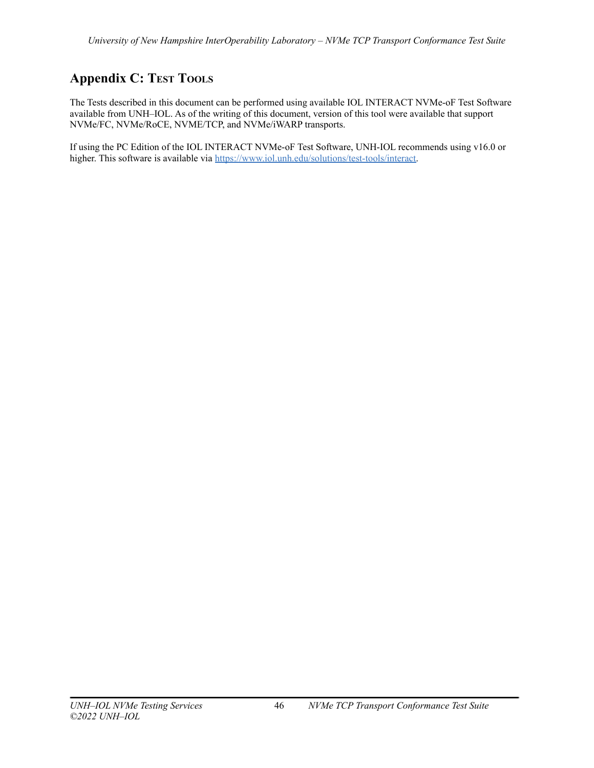## Appendix C: Test Tools

The Tests described in this document can be performed using available IOL INTERACT NVMe-oF Test Software available from UNH–IOL. As of the writing of this document, version of this tool were available that support NVMe/FC, NVMe/RoCE, NVME/TCP, and NVMe/iWARP transports.

If using the PC Edition of the IOL INTERACT NVMe-oF Test Software, UNH-IOL recommends using v16.0 or higher. This software is available via https://www.iol.unh.edu/solutions/test-tools/interact.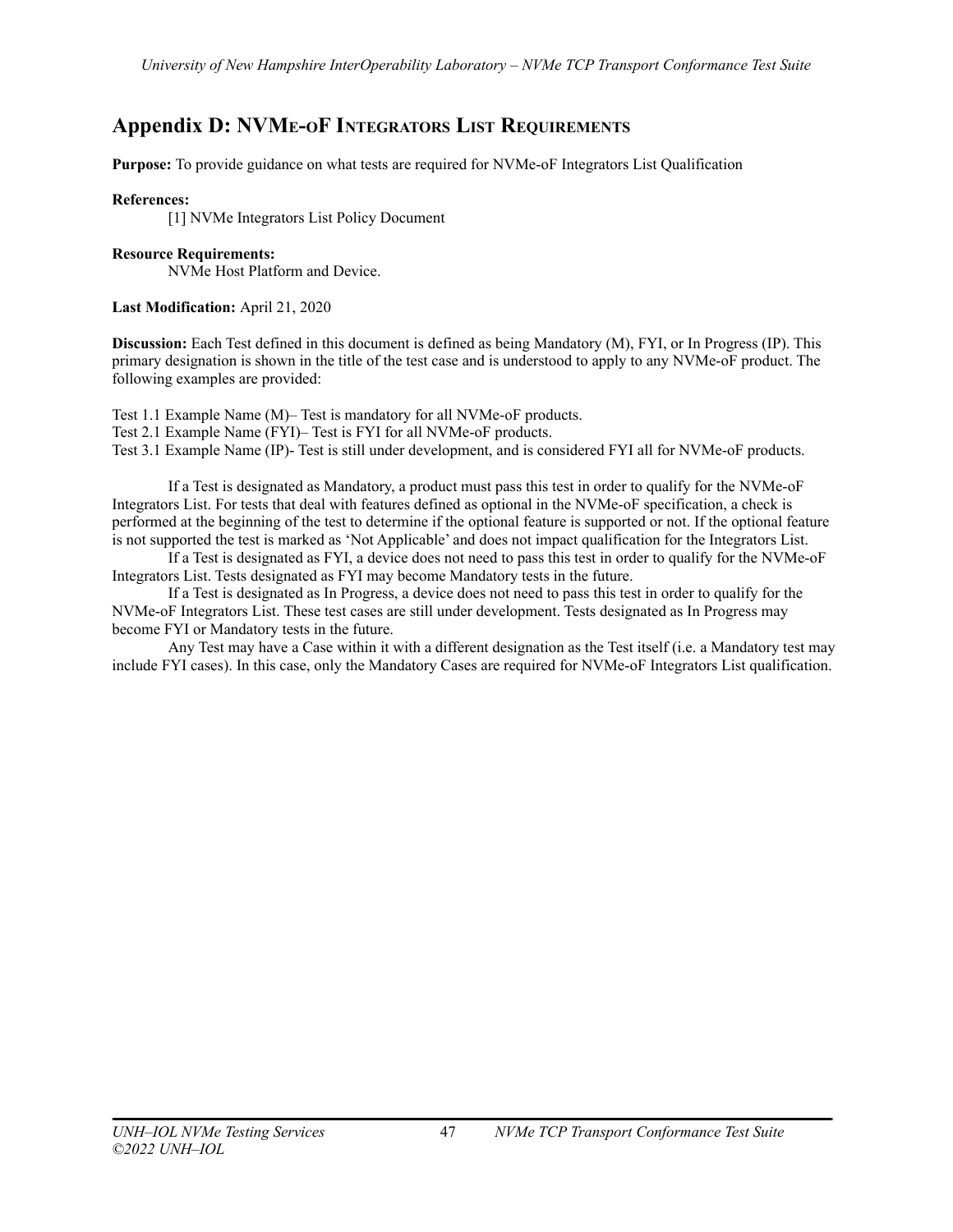## Appendix D: NVMe-oF Integrators List Requirements

**Purpose:** To provide guidance on what tests are required for NVMe-oF Integrators List Qualification

**References:**

[1] NVMe Integrators List Policy Document

**Resource Requirements:**

NVMe Host Platform and Device.

**Last Modification:** April 21, 2020

**Discussion:** Each Test defined in this document is defined as being Mandatory (M), FYI, or In Progress (IP). This primary designation is shown in the title of the test case and is understood to apply to any NVMe-oF product. The following examples are provided:

Test 1.1 Example Name (M)– Test is mandatory for all NVMe-oF products.
Test 2.1 Example Name (FYI)– Test is FYI for all NVMe-oF products.
Test 3.1 Example Name (IP)- Test is still under development, and is considered FYI all for NVMe-oF products.

If a Test is designated as Mandatory, a product must pass this test in order to qualify for the NVMe-oF Integrators List. For tests that deal with features defined as optional in the NVMe-oF specification, a check is performed at the beginning of the test to determine if the optional feature is supported or not. If the optional feature is not supported the test is marked as 'Not Applicable' and does not impact qualification for the Integrators List.

If a Test is designated as FYI, a device does not need to pass this test in order to qualify for the NVMe-oF Integrators List. Tests designated as FYI may become Mandatory tests in the future.

If a Test is designated as In Progress, a device does not need to pass this test in order to qualify for the NVMe-oF Integrators List. These test cases are still under development. Tests designated as In Progress may become FYI or Mandatory tests in the future.

Any Test may have a Case within it with a different designation as the Test itself (i.e. a Mandatory test may include FYI cases). In this case, only the Mandatory Cases are required for NVMe-oF Integrators List qualification.